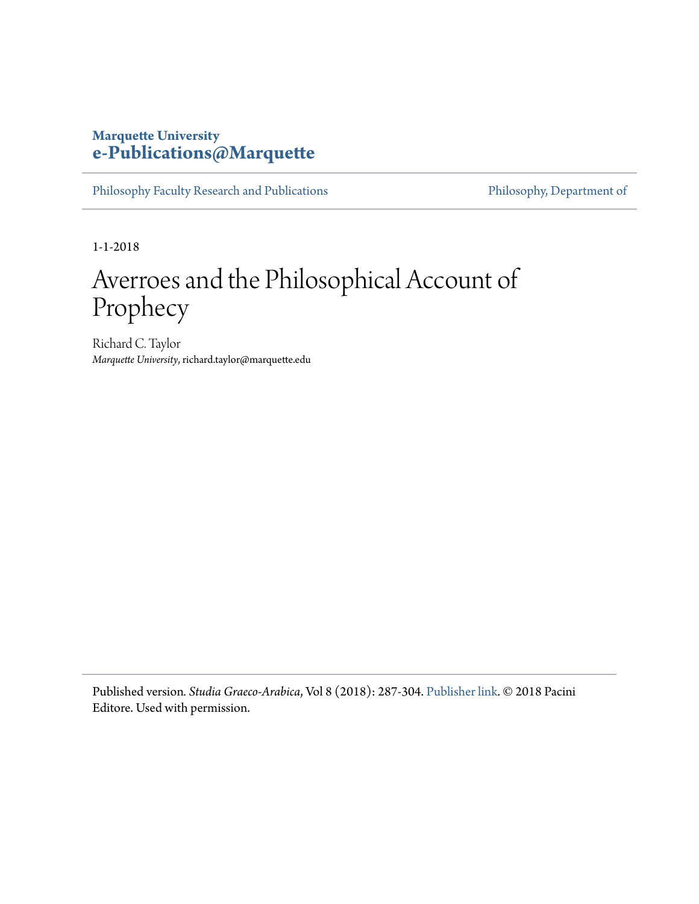**Marquette University**
**e-Publications@Marquette**

Philosophy Faculty Research and Publications | Philosophy, Department of

1-1-2018

# Averroes and the Philosophical Account of Prophecy

Richard C. Taylor
*Marquette University*, richard.taylor@marquette.edu

Published version. *Studia Graeco-Arabica*, Vol 8 (2018): 287-304. Publisher link. © 2018 Pacini Editore. Used with permission.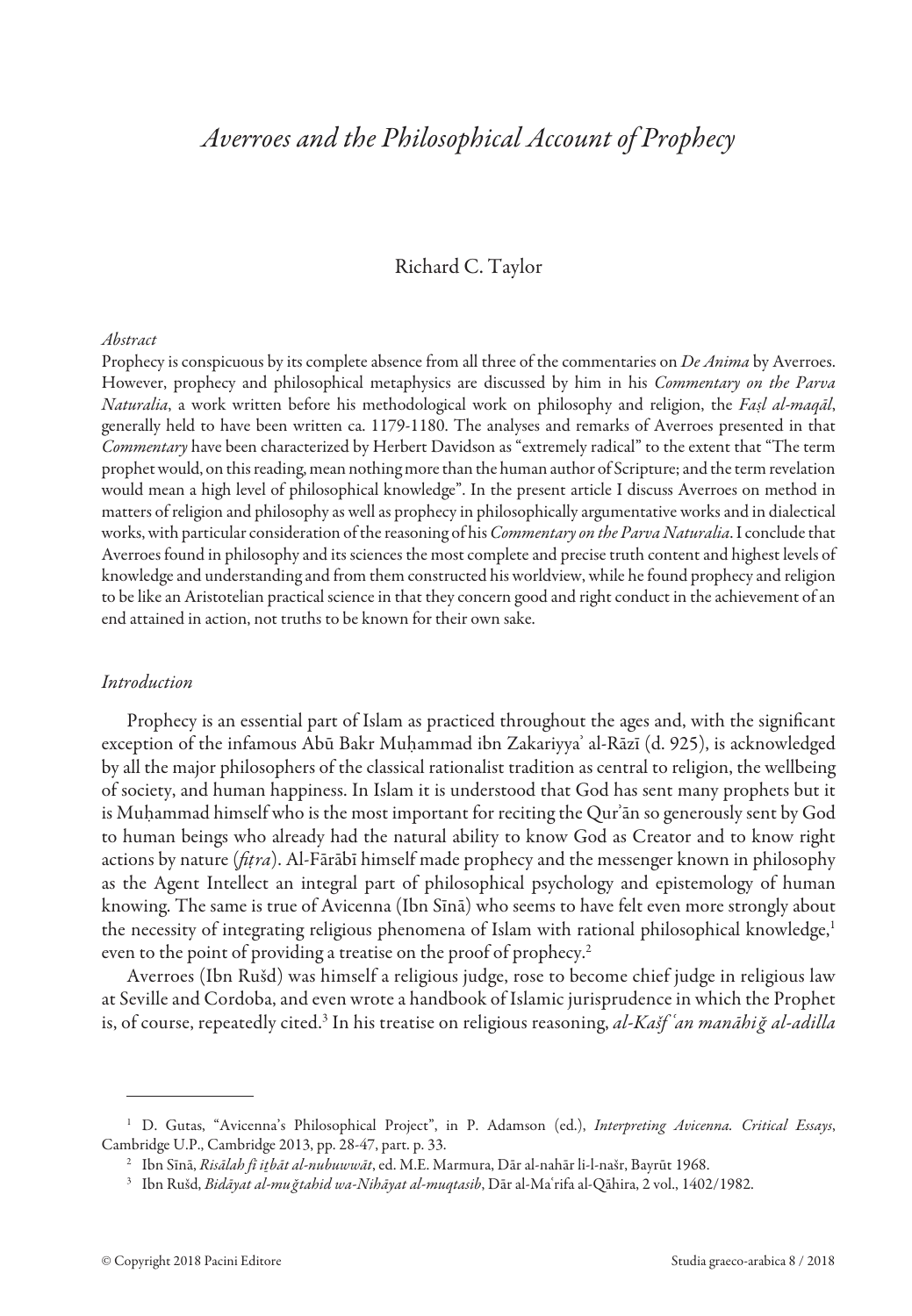# *Averroes and the Philosophical Account of Prophecy*

Richard C. Taylor

*Abstract*

Prophecy is conspicuous by its complete absence from all three of the commentaries on *De Anima* by Averroes. However, prophecy and philosophical metaphysics are discussed by him in his *Commentary on the Parva Naturalia*, a work written before his methodological work on philosophy and religion, the *Faṣl al-maqāl*, generally held to have been written ca. 1179-1180. The analyses and remarks of Averroes presented in that *Commentary* have been characterized by Herbert Davidson as "extremely radical" to the extent that "The term prophet would, on this reading, mean nothing more than the human author of Scripture; and the term revelation would mean a high level of philosophical knowledge". In the present article I discuss Averroes on method in matters of religion and philosophy as well as prophecy in philosophically argumentative works and in dialectical works, with particular consideration of the reasoning of his *Commentary on the Parva Naturalia*. I conclude that Averroes found in philosophy and its sciences the most complete and precise truth content and highest levels of knowledge and understanding and from them constructed his worldview, while he found prophecy and religion to be like an Aristotelian practical science in that they concern good and right conduct in the achievement of an end attained in action, not truths to be known for their own sake.

*Introduction*

Prophecy is an essential part of Islam as practiced throughout the ages and, with the significant exception of the infamous Abū Bakr Muḥammad ibn Zakariyyaʾ al-Rāzī (d. 925), is acknowledged by all the major philosophers of the classical rationalist tradition as central to religion, the wellbeing of society, and human happiness. In Islam it is understood that God has sent many prophets but it is Muḥammad himself who is the most important for reciting the Qurʾān so generously sent by God to human beings who already had the natural ability to know God as Creator and to know right actions by nature (*fiṭra*). Al-Fārābī himself made prophecy and the messenger known in philosophy as the Agent Intellect an integral part of philosophical psychology and epistemology of human knowing. The same is true of Avicenna (Ibn Sīnā) who seems to have felt even more strongly about the necessity of integrating religious phenomena of Islam with rational philosophical knowledge,[1] even to the point of providing a treatise on the proof of prophecy.[2]

Averroes (Ibn Rušd) was himself a religious judge, rose to become chief judge in religious law at Seville and Cordoba, and even wrote a handbook of Islamic jurisprudence in which the Prophet is, of course, repeatedly cited.[3] In his treatise on religious reasoning, *al-Kašf ʿan manāhiǧ al-adilla*

---

[1] D. Gutas, "Avicenna's Philosophical Project", in P. Adamson (ed.), *Interpreting Avicenna. Critical Essays*, Cambridge U.P., Cambridge 2013, pp. 28-47, part. p. 33.

[2] Ibn Sīnā, *Risālah fī iṯbāt al-nubuwwāt*, ed. M.E. Marmura, Dār al-nahār li-l-našr, Bayrūt 1968.

[3] Ibn Rušd, *Bidāyat al-muǧtahid wa-Nihāyat al-muqtasib*, Dār al-Maʿrifa al-Qāhira, 2 vol., 1402/1982.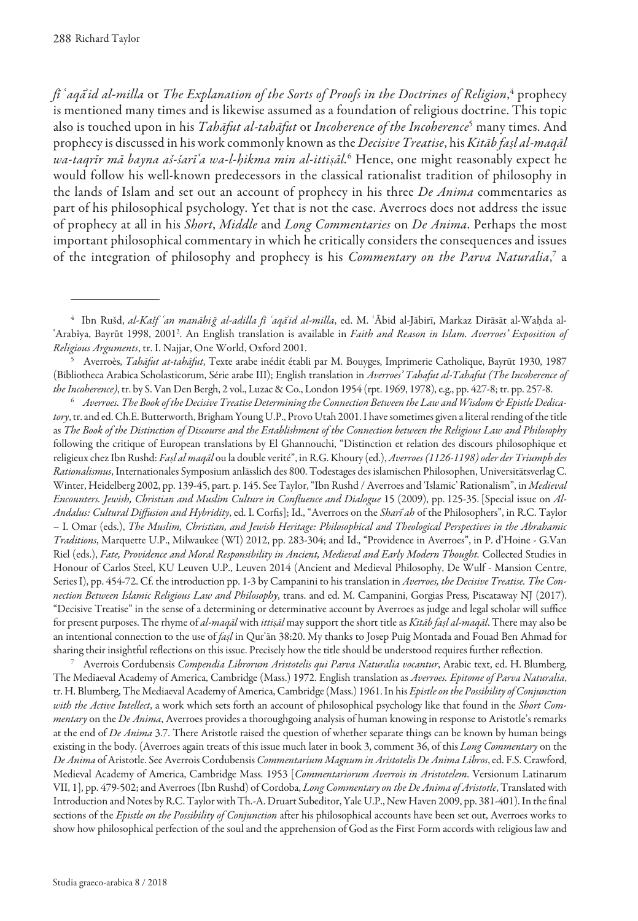*fī ʿaqāʾid al-milla* or *The Explanation of the Sorts of Proofs in the Doctrines of Religion*,[4] prophecy is mentioned many times and is likewise assumed as a foundation of religious doctrine. This topic also is touched upon in his *Tahāfut al-tahāfut* or *Incoherence of the Incoherence*[5] many times. And prophecy is discussed in his work commonly known as the *Decisive Treatise*, his *Kitāb faṣl al-maqāl wa-taqrīr mā bayna aš-šarīʿa wa-l-ḥikma min al-ittiṣāl*.[6] Hence, one might reasonably expect he would follow his well-known predecessors in the classical rationalist tradition of philosophy in the lands of Islam and set out an account of prophecy in his three *De Anima* commentaries as part of his philosophical psychology. Yet that is not the case. Averroes does not address the issue of prophecy at all in his *Short*, *Middle* and *Long Commentaries* on *De Anima*. Perhaps the most important philosophical commentary in which he critically considers the consequences and issues of the integration of philosophy and prophecy is his *Commentary on the Parva Naturalia*,[7] a

---

[4] Ibn Rušd, *al-Kašf ʿan manāhiǧ al-adilla fī ʿaqāʾid al-milla*, ed. M. ʿĀbid al-Jābirī, Markaz Dirāsāt al-Waḥda al-ʿArabīya, Bayrūt 1998, 2001². An English translation is available in *Faith and Reason in Islam. Averroes' Exposition of Religious Arguments*, tr. I. Najjar, One World, Oxford 2001.

[5] Averroès, *Tahāfut at-tahāfut*, Texte arabe inédit établi par M. Bouyges, Imprimerie Catholique, Bayrūt 1930, 1987 (Bibliotheca Arabica Scholasticorum, Série arabe III); English translation in *Averroes' Tahafut al-Tahafut (The Incoherence of the Incoherence)*, tr. by S. Van Den Bergh, 2 vol., Luzac & Co., London 1954 (rpt. 1969, 1978), e.g., pp. 427-8; tr. pp. 257-8.

[6] *Averroes. The Book of the Decisive Treatise Determining the Connection Between the Law and Wisdom & Epistle Dedicatory*, tr. and ed. Ch.E. Butterworth, Brigham Young U.P., Provo Utah 2001. I have sometimes given a literal rending of the title as *The Book of the Distinction of Discourse and the Establishment of the Connection between the Religious Law and Philosophy* following the critique of European translations by El Ghannouchi, "Distinction et relation des discours philosophique et religieux chez Ibn Rushd: *Faṣl al maqāl* ou la double verité", in R.G. Khoury (ed.), *Averroes (1126-1198) oder der Triumph des Rationalismus*, Internationales Symposium anlässlich des 800. Todestages des islamischen Philosophen, Universitätsverlag C. Winter, Heidelberg 2002, pp. 139-45, part. p. 145. See Taylor, "Ibn Rushd / Averroes and 'Islamic' Rationalism", in *Medieval Encounters. Jewish, Christian and Muslim Culture in Confluence and Dialogue* 15 (2009), pp. 125-35. [Special issue on *Al-Andalus: Cultural Diffusion and Hybridity*, ed. I. Corfis]; Id., "Averroes on the *Sharīʿah* of the Philosophers", in R.C. Taylor – I. Omar (eds.), *The Muslim, Christian, and Jewish Heritage: Philosophical and Theological Perspectives in the Abrahamic Traditions*, Marquette U.P., Milwaukee (WI) 2012, pp. 283-304; and Id., "Providence in Averroes", in P. d'Hoine - G.Van Riel (eds.), *Fate, Providence and Moral Responsibility in Ancient, Medieval and Early Modern Thought.* Collected Studies in Honour of Carlos Steel, KU Leuven U.P., Leuven 2014 (Ancient and Medieval Philosophy, De Wulf - Mansion Centre, Series I), pp. 454-72. Cf. the introduction pp. 1-3 by Campanini to his translation in *Averroes, the Decisive Treatise. The Connection Between Islamic Religious Law and Philosophy*, trans. and ed. M. Campanini, Gorgias Press, Piscataway NJ (2017). "Decisive Treatise" in the sense of a determining or determinative account by Averroes as judge and legal scholar will suffice for present purposes. The rhyme of *al-maqāl* with *ittiṣāl* may support the short title as *Kitāb faṣl al-maqāl*. There may also be an intentional connection to the use of *faṣl* in Qurʾān 38:20. My thanks to Josep Puig Montada and Fouad Ben Ahmad for sharing their insightful reflections on this issue. Precisely how the title should be understood requires further reflection.

[7] Averrois Cordubensis *Compendia Librorum Aristotelis qui Parva Naturalia vocantur*, Arabic text, ed. H. Blumberg, The Mediaeval Academy of America, Cambridge (Mass.) 1972. English translation as *Averroes. Epitome of Parva Naturalia*, tr. H. Blumberg, The Mediaeval Academy of America, Cambridge (Mass.) 1961. In his *Epistle on the Possibility of Conjunction with the Active Intellect*, a work which sets forth an account of philosophical psychology like that found in the *Short Commentary* on the *De Anima*, Averroes provides a thoroughgoing analysis of human knowing in response to Aristotle's remarks at the end of *De Anima* 3.7. There Aristotle raised the question of whether separate things can be known by human beings existing in the body. (Averroes again treats of this issue much later in book 3, comment 36, of this *Long Commentary* on the *De Anima* of Aristotle. See Averrois Cordubensis *Commentarium Magnum in Aristotelis De Anima Libros*, ed. F.S. Crawford, Medieval Academy of America, Cambridge Mass. 1953 [*Commentariorum Averrois in Aristotelem*. Versionum Latinarum VII, 1], pp. 479-502; and Averroes (Ibn Rushd) of Cordoba, *Long Commentary on the De Anima of Aristotle*, Translated with Introduction and Notes by R.C. Taylor with Th.-A. Druart Subeditor, Yale U.P., New Haven 2009, pp. 381-401). In the final sections of the *Epistle on the Possibility of Conjunction* after his philosophical accounts have been set out, Averroes works to show how philosophical perfection of the soul and the apprehension of God as the First Form accords with religious law and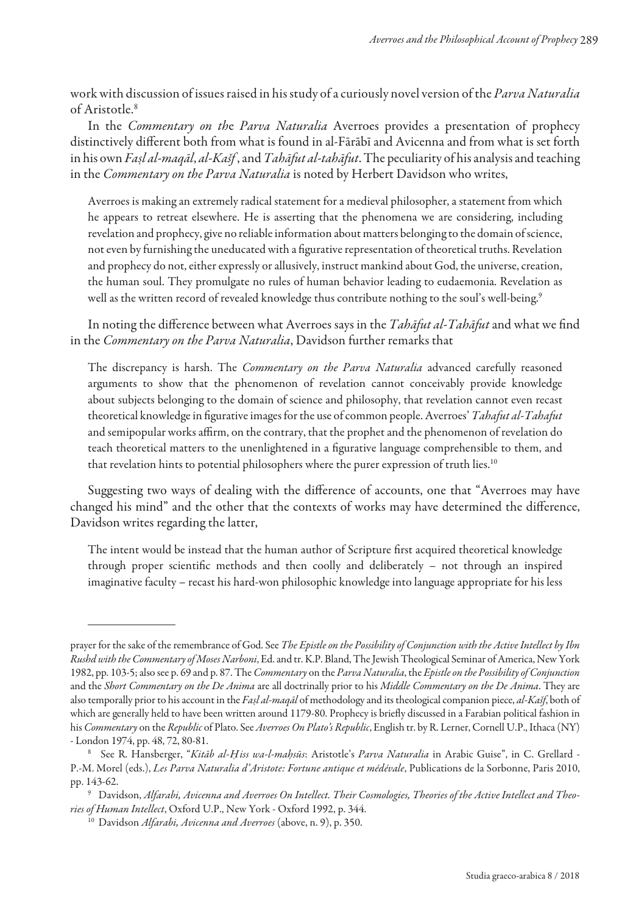work with discussion of issues raised in his study of a curiously novel version of the *Parva Naturalia* of Aristotle.[8]

In the *Commentary on the Parva Naturalia* Averroes provides a presentation of prophecy distinctively different both from what is found in al-Fārābī and Avicenna and from what is set forth in his own *Faṣl al-maqāl*, *al-Kašf*, and *Tahāfut al-tahāfut*. The peculiarity of his analysis and teaching in the *Commentary on the Parva Naturalia* is noted by Herbert Davidson who writes,

> Averroes is making an extremely radical statement for a medieval philosopher, a statement from which he appears to retreat elsewhere. He is asserting that the phenomena we are considering, including revelation and prophecy, give no reliable information about matters belonging to the domain of science, not even by furnishing the uneducated with a figurative representation of theoretical truths. Revelation and prophecy do not, either expressly or allusively, instruct mankind about God, the universe, creation, the human soul. They promulgate no rules of human behavior leading to eudaemonia. Revelation as well as the written record of revealed knowledge thus contribute nothing to the soul's well-being.[9]

In noting the difference between what Averroes says in the *Tahāfut al-Tahāfut* and what we find in the *Commentary on the Parva Naturalia*, Davidson further remarks that

> The discrepancy is harsh. The *Commentary on the Parva Naturalia* advanced carefully reasoned arguments to show that the phenomenon of revelation cannot conceivably provide knowledge about subjects belonging to the domain of science and philosophy, that revelation cannot even recast theoretical knowledge in figurative images for the use of common people. Averroes' *Tahafut al-Tahafut* and semipopular works affirm, on the contrary, that the prophet and the phenomenon of revelation do teach theoretical matters to the unenlightened in a figurative language comprehensible to them, and that revelation hints to potential philosophers where the purer expression of truth lies.[10]

Suggesting two ways of dealing with the difference of accounts, one that "Averroes may have changed his mind" and the other that the contexts of works may have determined the difference, Davidson writes regarding the latter,

> The intent would be instead that the human author of Scripture first acquired theoretical knowledge through proper scientific methods and then coolly and deliberately – not through an inspired imaginative faculty – recast his hard-won philosophic knowledge into language appropriate for his less

---

prayer for the sake of the remembrance of God. See *The Epistle on the Possibility of Conjunction with the Active Intellect by Ibn Rushd with the Commentary of Moses Narboni*, Ed. and tr. K.P. Bland, The Jewish Theological Seminar of America, New York 1982, pp. 103-5; also see p. 69 and p. 87. The *Commentary* on the *Parva Naturalia*, the *Epistle on the Possibility of Conjunction* and the *Short Commentary on the De Anima* are all doctrinally prior to his *Middle Commentary on the De Anima*. They are also temporally prior to his account in the *Faṣl al-maqāl* of methodology and its theological companion piece, *al-Kašf*, both of which are generally held to have been written around 1179-80. Prophecy is briefly discussed in a Farabian political fashion in his *Commentary* on the *Republic* of Plato. See *Averroes On Plato's Republic*, English tr. by R. Lerner, Cornell U.P., Ithaca (NY) - London 1974, pp. 48, 72, 80-81.

[8] See R. Hansberger, "*Kitāb al-Ḥiss wa-l-maḥsūs*: Aristotle's *Parva Naturalia* in Arabic Guise", in C. Grellard - P.-M. Morel (eds.), *Les Parva Naturalia d'Aristote: Fortune antique et médévale*, Publications de la Sorbonne, Paris 2010, pp. 143-62.

[9] Davidson, *Alfarabi, Avicenna and Averroes On Intellect. Their Cosmologies, Theories of the Active Intellect and Theories of Human Intellect*, Oxford U.P., New York - Oxford 1992, p. 344.

[10] Davidson *Alfarabi, Avicenna and Averroes* (above, n. 9), p. 350.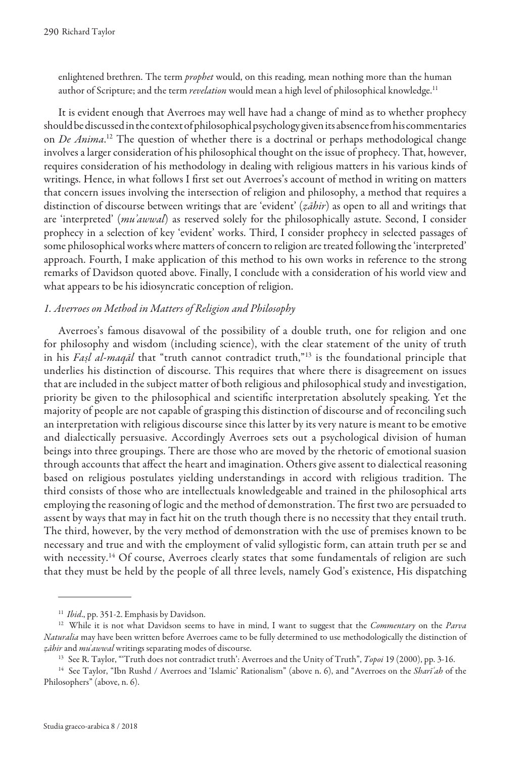enlightened brethren. The term *prophet* would, on this reading, mean nothing more than the human author of Scripture; and the term *revelation* would mean a high level of philosophical knowledge.[11]

It is evident enough that Averroes may well have had a change of mind as to whether prophecy should be discussed in the context of philosophical psychology given its absence from his commentaries on *De Anima*.[12] The question of whether there is a doctrinal or perhaps methodological change involves a larger consideration of his philosophical thought on the issue of prophecy. That, however, requires consideration of his methodology in dealing with religious matters in his various kinds of writings. Hence, in what follows I first set out Averroes's account of method in writing on matters that concern issues involving the intersection of religion and philosophy, a method that requires a distinction of discourse between writings that are 'evident' (*ẓāhir*) as open to all and writings that are 'interpreted' (*mu'awwal*) as reserved solely for the philosophically astute. Second, I consider prophecy in a selection of key 'evident' works. Third, I consider prophecy in selected passages of some philosophical works where matters of concern to religion are treated following the 'interpreted' approach. Fourth, I make application of this method to his own works in reference to the strong remarks of Davidson quoted above. Finally, I conclude with a consideration of his world view and what appears to be his idiosyncratic conception of religion.

### *1. Averroes on Method in Matters of Religion and Philosophy*

Averroes's famous disavowal of the possibility of a double truth, one for religion and one for philosophy and wisdom (including science), with the clear statement of the unity of truth in his *Faṣl al-maqāl* that "truth cannot contradict truth,"[13] is the foundational principle that underlies his distinction of discourse. This requires that where there is disagreement on issues that are included in the subject matter of both religious and philosophical study and investigation, priority be given to the philosophical and scientific interpretation absolutely speaking. Yet the majority of people are not capable of grasping this distinction of discourse and of reconciling such an interpretation with religious discourse since this latter by its very nature is meant to be emotive and dialectically persuasive. Accordingly Averroes sets out a psychological division of human beings into three groupings. There are those who are moved by the rhetoric of emotional suasion through accounts that affect the heart and imagination. Others give assent to dialectical reasoning based on religious postulates yielding understandings in accord with religious tradition. The third consists of those who are intellectuals knowledgeable and trained in the philosophical arts employing the reasoning of logic and the method of demonstration. The first two are persuaded to assent by ways that may in fact hit on the truth though there is no necessity that they entail truth. The third, however, by the very method of demonstration with the use of premises known to be necessary and true and with the employment of valid syllogistic form, can attain truth per se and with necessity.[14] Of course, Averroes clearly states that some fundamentals of religion are such that they must be held by the people of all three levels, namely God's existence, His dispatching

---

[11] *Ibid*., pp. 351-2. Emphasis by Davidson.

[12] While it is not what Davidson seems to have in mind, I want to suggest that the *Commentary* on the *Parva Naturalia* may have been written before Averroes came to be fully determined to use methodologically the distinction of *ẓāhir* and *mu'awwal* writings separating modes of discourse.

[13] See R. Taylor, "'Truth does not contradict truth': Averroes and the Unity of Truth", *Topoi* 19 (2000), pp. 3-16.

[14] See Taylor, "Ibn Rushd / Averroes and 'Islamic' Rationalism" (above n. 6), and "Averroes on the *Sharī'ah* of the Philosophers" (above, n. 6).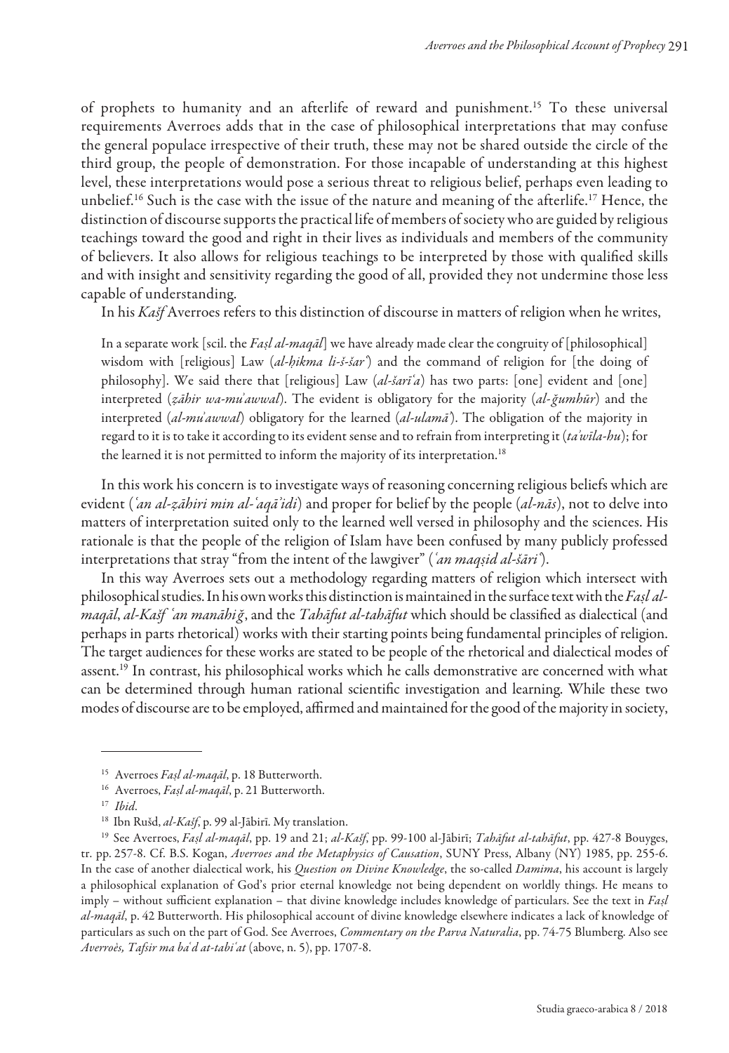of prophets to humanity and an afterlife of reward and punishment.[15] To these universal requirements Averroes adds that in the case of philosophical interpretations that may confuse the general populace irrespective of their truth, these may not be shared outside the circle of the third group, the people of demonstration. For those incapable of understanding at this highest level, these interpretations would pose a serious threat to religious belief, perhaps even leading to unbelief.[16] Such is the case with the issue of the nature and meaning of the afterlife.[17] Hence, the distinction of discourse supports the practical life of members of society who are guided by religious teachings toward the good and right in their lives as individuals and members of the community of believers. It also allows for religious teachings to be interpreted by those with qualified skills and with insight and sensitivity regarding the good of all, provided they not undermine those less capable of understanding.

In his *Kašf* Averroes refers to this distinction of discourse in matters of religion when he writes,

> In a separate work [scil. the *Faṣl al-maqāl*] we have already made clear the congruity of [philosophical] wisdom with [religious] Law (*al-ḥikma li-š-šarʿ*) and the command of religion for [the doing of philosophy]. We said there that [religious] Law (*al-šarīʿa*) has two parts: [one] evident and [one] interpreted (*ẓāhir wa-muʾawwal*). The evident is obligatory for the majority (*al-ǧumhūr*) and the interpreted (*al-muʾawwal*) obligatory for the learned (*al-ulamāʾ*). The obligation of the majority in regard to it is to take it according to its evident sense and to refrain from interpreting it (*taʾwīla-hu*); for the learned it is not permitted to inform the majority of its interpretation.[18]

In this work his concern is to investigate ways of reasoning concerning religious beliefs which are evident (*ʿan al-ẓāhiri min al-ʿaqāʾidi*) and proper for belief by the people (*al-nās*), not to delve into matters of interpretation suited only to the learned well versed in philosophy and the sciences. His rationale is that the people of the religion of Islam have been confused by many publicly professed interpretations that stray "from the intent of the lawgiver" (*ʿan maqṣid al-šāriʿ*).

In this way Averroes sets out a methodology regarding matters of religion which intersect with philosophical studies. In his own works this distinction is maintained in the surface text with the *Faṣl al-maqāl*, *al-Kašf ʿan manāhiǧ*, and the *Tahāfut al-tahāfut* which should be classified as dialectical (and perhaps in parts rhetorical) works with their starting points being fundamental principles of religion. The target audiences for these works are stated to be people of the rhetorical and dialectical modes of assent.[19] In contrast, his philosophical works which he calls demonstrative are concerned with what can be determined through human rational scientific investigation and learning. While these two modes of discourse are to be employed, affirmed and maintained for the good of the majority in society,

---

[15] Averroes *Faṣl al-maqāl*, p. 18 Butterworth.

[16] Averroes, *Faṣl al-maqāl*, p. 21 Butterworth.

[17] *Ibid*.

[18] Ibn Rušd, *al-Kašf*, p. 99 al-Jābirī. My translation.

[19] See Averroes, *Faṣl al-maqāl*, pp. 19 and 21; *al-Kašf*, pp. 99-100 al-Jābirī; *Tahāfut al-tahāfut*, pp. 427-8 Bouyges, tr. pp. 257-8. Cf. B.S. Kogan, *Averroes and the Metaphysics of Causation*, SUNY Press, Albany (NY) 1985, pp. 255-6. In the case of another dialectical work, his *Question on Divine Knowledge*, the so-called *Damima*, his account is largely a philosophical explanation of God's prior eternal knowledge not being dependent on worldly things. He means to imply – without sufficient explanation – that divine knowledge includes knowledge of particulars. See the text in *Faṣl al-maqāl*, p. 42 Butterworth. His philosophical account of divine knowledge elsewhere indicates a lack of knowledge of particulars as such on the part of God. See Averroes, *Commentary on the Parva Naturalia*, pp. 74-75 Blumberg. Also see *Averroès, Tafsir ma baʿd at-tabiʿat* (above, n. 5), pp. 1707-8.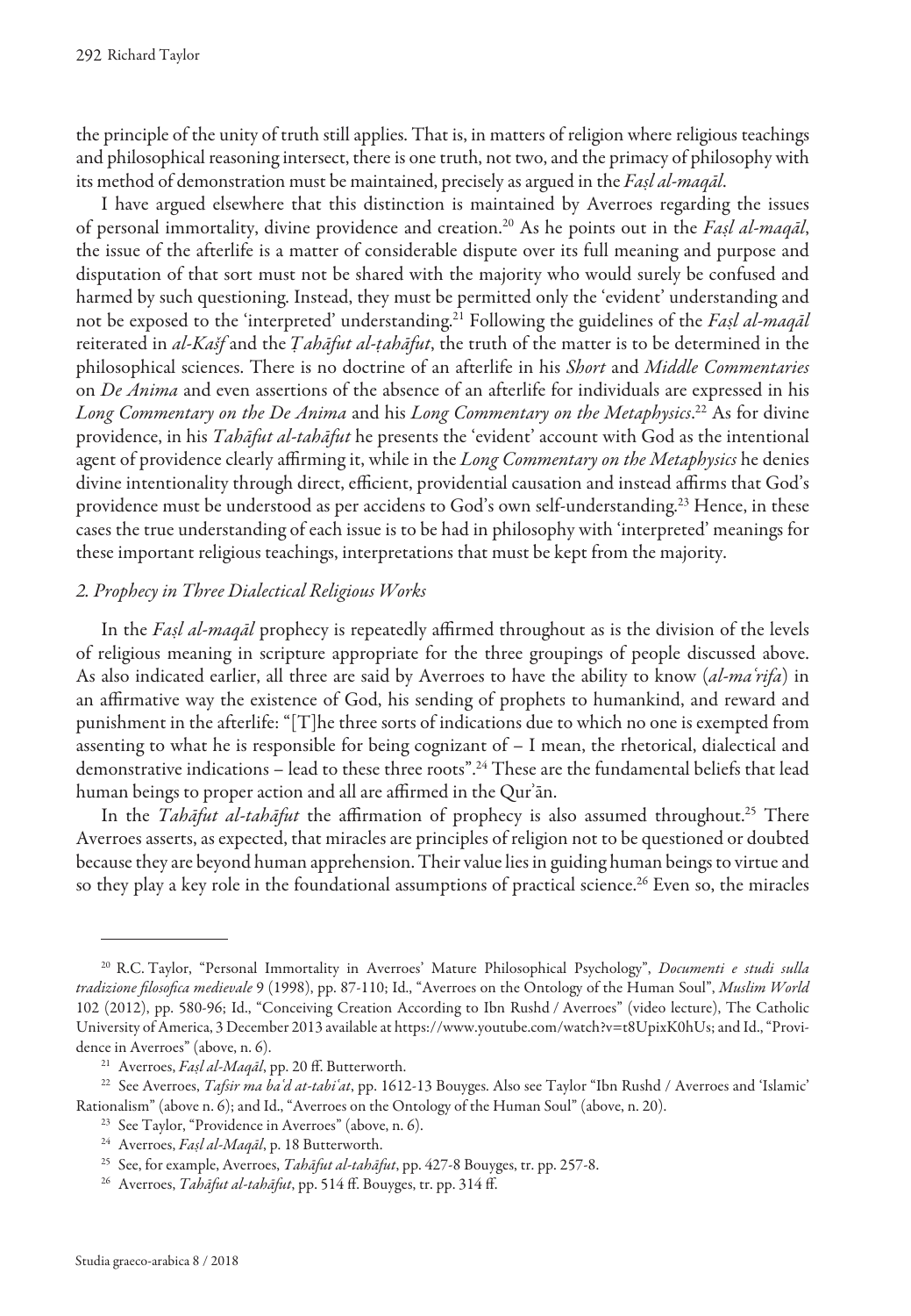the principle of the unity of truth still applies. That is, in matters of religion where religious teachings and philosophical reasoning intersect, there is one truth, not two, and the primacy of philosophy with its method of demonstration must be maintained, precisely as argued in the *Faṣl al-maqāl*.

I have argued elsewhere that this distinction is maintained by Averroes regarding the issues of personal immortality, divine providence and creation.[20] As he points out in the *Faṣl al-maqāl*, the issue of the afterlife is a matter of considerable dispute over its full meaning and purpose and disputation of that sort must not be shared with the majority who would surely be confused and harmed by such questioning. Instead, they must be permitted only the 'evident' understanding and not be exposed to the 'interpreted' understanding.[21] Following the guidelines of the *Faṣl al-maqāl* reiterated in *al-Kašf* and the *Ṭahāfut al-ṭahāfut*, the truth of the matter is to be determined in the philosophical sciences. There is no doctrine of an afterlife in his *Short* and *Middle Commentaries* on *De Anima* and even assertions of the absence of an afterlife for individuals are expressed in his *Long Commentary on the De Anima* and his *Long Commentary on the Metaphysics*.[22] As for divine providence, in his *Tahāfut al-tahāfut* he presents the 'evident' account with God as the intentional agent of providence clearly affirming it, while in the *Long Commentary on the Metaphysics* he denies divine intentionality through direct, efficient, providential causation and instead affirms that God's providence must be understood as per accidens to God's own self-understanding.[23] Hence, in these cases the true understanding of each issue is to be had in philosophy with 'interpreted' meanings for these important religious teachings, interpretations that must be kept from the majority.

### *2. Prophecy in Three Dialectical Religious Works*

In the *Faṣl al-maqāl* prophecy is repeatedly affirmed throughout as is the division of the levels of religious meaning in scripture appropriate for the three groupings of people discussed above. As also indicated earlier, all three are said by Averroes to have the ability to know (*al-maʿrifa*) in an affirmative way the existence of God, his sending of prophets to humankind, and reward and punishment in the afterlife: "[T]he three sorts of indications due to which no one is exempted from assenting to what he is responsible for being cognizant of – I mean, the rhetorical, dialectical and demonstrative indications – lead to these three roots".[24] These are the fundamental beliefs that lead human beings to proper action and all are affirmed in the Qurʾān.

In the *Tahāfut al-tahāfut* the affirmation of prophecy is also assumed throughout.[25] There Averroes asserts, as expected, that miracles are principles of religion not to be questioned or doubted because they are beyond human apprehension. Their value lies in guiding human beings to virtue and so they play a key role in the foundational assumptions of practical science.[26] Even so, the miracles

---

[20] R.C. Taylor, "Personal Immortality in Averroes' Mature Philosophical Psychology", *Documenti e studi sulla tradizione filosofica medievale* 9 (1998), pp. 87-110; Id., "Averroes on the Ontology of the Human Soul", *Muslim World* 102 (2012), pp. 580-96; Id., "Conceiving Creation According to Ibn Rushd / Averroes" (video lecture), The Catholic University of America, 3 December 2013 available at https://www.youtube.com/watch?v=t8UpixK0hUs; and Id., "Providence in Averroes" (above, n. 6).

[21] Averroes, *Faṣl al-Maqāl*, pp. 20 ff. Butterworth.

[22] See Averroes, *Tafsir ma baʿd at-tabiʿat*, pp. 1612-13 Bouyges. Also see Taylor "Ibn Rushd / Averroes and 'Islamic' Rationalism" (above n. 6); and Id., "Averroes on the Ontology of the Human Soul" (above, n. 20).

[23] See Taylor, "Providence in Averroes" (above, n. 6).

[24] Averroes, *Faṣl al-Maqāl*, p. 18 Butterworth.

[25] See, for example, Averroes, *Tahāfut al-tahāfut*, pp. 427-8 Bouyges, tr. pp. 257-8.

[26] Averroes, *Tahāfut al-tahāfut*, pp. 514 ff. Bouyges, tr. pp. 314 ff.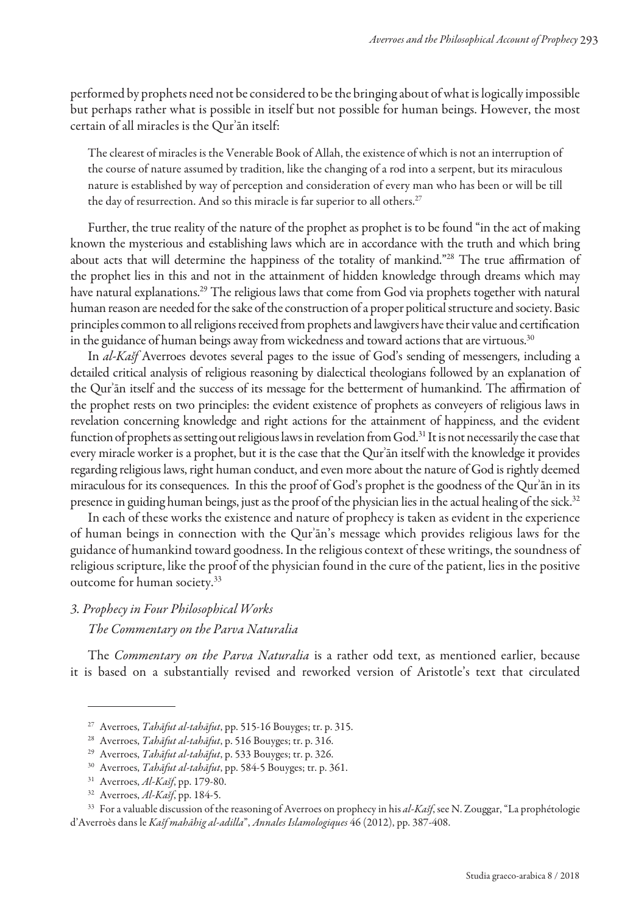performed by prophets need not be considered to be the bringing about of what is logically impossible but perhaps rather what is possible in itself but not possible for human beings. However, the most certain of all miracles is the Qurʾān itself:

> The clearest of miracles is the Venerable Book of Allah, the existence of which is not an interruption of the course of nature assumed by tradition, like the changing of a rod into a serpent, but its miraculous nature is established by way of perception and consideration of every man who has been or will be till the day of resurrection. And so this miracle is far superior to all others.[27]

Further, the true reality of the nature of the prophet as prophet is to be found "in the act of making known the mysterious and establishing laws which are in accordance with the truth and which bring about acts that will determine the happiness of the totality of mankind."[28] The true affirmation of the prophet lies in this and not in the attainment of hidden knowledge through dreams which may have natural explanations.[29] The religious laws that come from God via prophets together with natural human reason are needed for the sake of the construction of a proper political structure and society. Basic principles common to all religions received from prophets and lawgivers have their value and certification in the guidance of human beings away from wickedness and toward actions that are virtuous.[30]

In *al-Kašf* Averroes devotes several pages to the issue of God's sending of messengers, including a detailed critical analysis of religious reasoning by dialectical theologians followed by an explanation of the Qurʾān itself and the success of its message for the betterment of humankind. The affirmation of the prophet rests on two principles: the evident existence of prophets as conveyers of religious laws in revelation concerning knowledge and right actions for the attainment of happiness, and the evident function of prophets as setting out religious laws in revelation from God.[31] It is not necessarily the case that every miracle worker is a prophet, but it is the case that the Qurʾān itself with the knowledge it provides regarding religious laws, right human conduct, and even more about the nature of God is rightly deemed miraculous for its consequences. In this the proof of God's prophet is the goodness of the Qurʾān in its presence in guiding human beings, just as the proof of the physician lies in the actual healing of the sick.[32]

In each of these works the existence and nature of prophecy is taken as evident in the experience of human beings in connection with the Qurʾān's message which provides religious laws for the guidance of humankind toward goodness. In the religious context of these writings, the soundness of religious scripture, like the proof of the physician found in the cure of the patient, lies in the positive outcome for human society.[33]

### *3. Prophecy in Four Philosophical Works*

#### *The Commentary on the Parva Naturalia*

The *Commentary on the Parva Naturalia* is a rather odd text, as mentioned earlier, because it is based on a substantially revised and reworked version of Aristotle's text that circulated

---

[27] Averroes, *Tahāfut al-tahāfut*, pp. 515-16 Bouyges; tr. p. 315.

[28] Averroes, *Tahāfut al-tahāfut*, p. 516 Bouyges; tr. p. 316.

[29] Averroes, *Tahāfut al-tahāfut*, p. 533 Bouyges; tr. p. 326.

[30] Averroes, *Tahāfut al-tahāfut*, pp. 584-5 Bouyges; tr. p. 361.

[31] Averroes, *Al-Kašf*, pp. 179-80.

[32] Averroes, *Al-Kašf*, pp. 184-5.

[33] For a valuable discussion of the reasoning of Averroes on prophecy in his *al-Kašf*, see N. Zouggar, "La prophétologie d'Averroès dans le *Kašf mahāhig al-adilla*", *Annales Islamologiques* 46 (2012), pp. 387-408.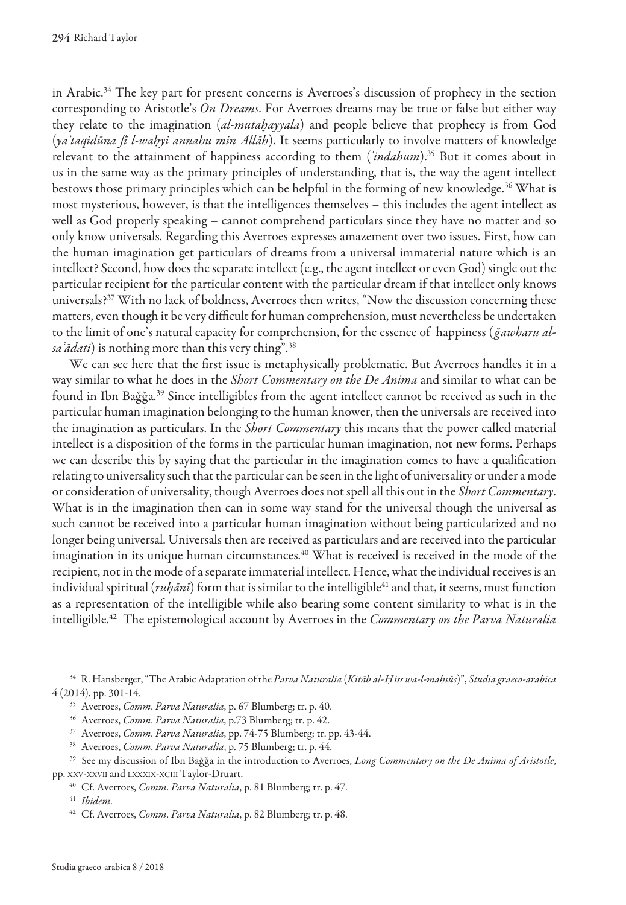in Arabic.[34] The key part for present concerns is Averroes's discussion of prophecy in the section corresponding to Aristotle's *On Dreams*. For Averroes dreams may be true or false but either way they relate to the imagination (*al-mutaḫayyala*) and people believe that prophecy is from God (*yaʿtaqidūna fī l-waḥyi annahu min Allāh*). It seems particularly to involve matters of knowledge relevant to the attainment of happiness according to them (*ʿindahum*).[35] But it comes about in us in the same way as the primary principles of understanding, that is, the way the agent intellect bestows those primary principles which can be helpful in the forming of new knowledge.[36] What is most mysterious, however, is that the intelligences themselves – this includes the agent intellect as well as God properly speaking – cannot comprehend particulars since they have no matter and so only know universals. Regarding this Averroes expresses amazement over two issues. First, how can the human imagination get particulars of dreams from a universal immaterial nature which is an intellect? Second, how does the separate intellect (e.g., the agent intellect or even God) single out the particular recipient for the particular content with the particular dream if that intellect only knows universals?[37] With no lack of boldness, Averroes then writes, "Now the discussion concerning these matters, even though it be very difficult for human comprehension, must nevertheless be undertaken to the limit of one's natural capacity for comprehension, for the essence of happiness (*ǧawharu al-saʿādati*) is nothing more than this very thing".[38]

We can see here that the first issue is metaphysically problematic. But Averroes handles it in a way similar to what he does in the *Short Commentary on the De Anima* and similar to what can be found in Ibn Bağğa.[39] Since intelligibles from the agent intellect cannot be received as such in the particular human imagination belonging to the human knower, then the universals are received into the imagination as particulars. In the *Short Commentary* this means that the power called material intellect is a disposition of the forms in the particular human imagination, not new forms. Perhaps we can describe this by saying that the particular in the imagination comes to have a qualification relating to universality such that the particular can be seen in the light of universality or under a mode or consideration of universality, though Averroes does not spell all this out in the *Short Commentary*. What is in the imagination then can in some way stand for the universal though the universal as such cannot be received into a particular human imagination without being particularized and no longer being universal. Universals then are received as particulars and are received into the particular imagination in its unique human circumstances.[40] What is received is received in the mode of the recipient, not in the mode of a separate immaterial intellect. Hence, what the individual receives is an individual spiritual (*ruḥānī*) form that is similar to the intelligible[41] and that, it seems, must function as a representation of the intelligible while also bearing some content similarity to what is in the intelligible.[42] The epistemological account by Averroes in the *Commentary on the Parva Naturalia*

---

[34] R. Hansberger, "The Arabic Adaptation of the *Parva Naturalia* (*Kitāb al-Ḥiss wa-l-maḥsūs*)", *Studia graeco-arabica* 4 (2014), pp. 301-14.

[35] Averroes, *Comm. Parva Naturalia*, p. 67 Blumberg; tr. p. 40.

[36] Averroes, *Comm. Parva Naturalia*, p.73 Blumberg; tr. p. 42.

[37] Averroes, *Comm. Parva Naturalia*, pp. 74-75 Blumberg; tr. pp. 43-44.

[38] Averroes, *Comm. Parva Naturalia*, p. 75 Blumberg; tr. p. 44.

[39] See my discussion of Ibn Bağğa in the introduction to Averroes, *Long Commentary on the De Anima of Aristotle*, pp. xxv-xxvii and lxxxix-xciii Taylor-Druart.

[40] Cf. Averroes, *Comm. Parva Naturalia*, p. 81 Blumberg; tr. p. 47.

[41] *Ibidem*.

[42] Cf. Averroes, *Comm. Parva Naturalia*, p. 82 Blumberg; tr. p. 48.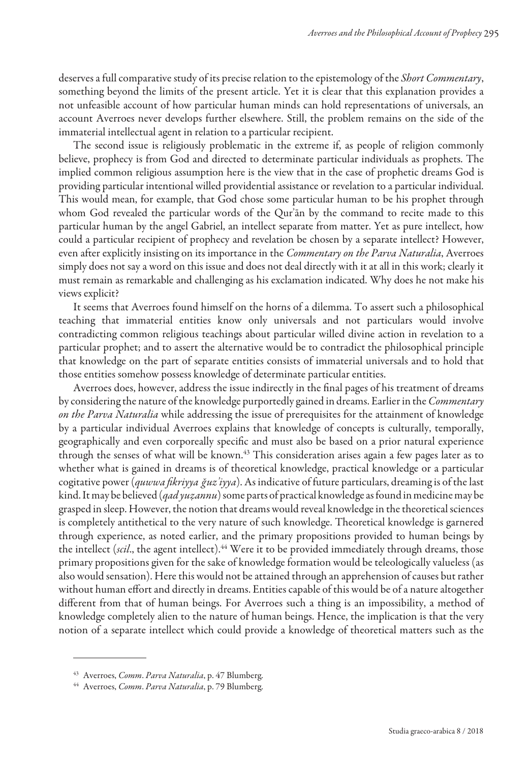deserves a full comparative study of its precise relation to the epistemology of the *Short Commentary*, something beyond the limits of the present article. Yet it is clear that this explanation provides a not unfeasible account of how particular human minds can hold representations of universals, an account Averroes never develops further elsewhere. Still, the problem remains on the side of the immaterial intellectual agent in relation to a particular recipient.

The second issue is religiously problematic in the extreme if, as people of religion commonly believe, prophecy is from God and directed to determinate particular individuals as prophets. The implied common religious assumption here is the view that in the case of prophetic dreams God is providing particular intentional willed providential assistance or revelation to a particular individual. This would mean, for example, that God chose some particular human to be his prophet through whom God revealed the particular words of the Qurʾān by the command to recite made to this particular human by the angel Gabriel, an intellect separate from matter. Yet as pure intellect, how could a particular recipient of prophecy and revelation be chosen by a separate intellect? However, even after explicitly insisting on its importance in the *Commentary on the Parva Naturalia*, Averroes simply does not say a word on this issue and does not deal directly with it at all in this work; clearly it must remain as remarkable and challenging as his exclamation indicated. Why does he not make his views explicit?

It seems that Averroes found himself on the horns of a dilemma. To assert such a philosophical teaching that immaterial entities know only universals and not particulars would involve contradicting common religious teachings about particular willed divine action in revelation to a particular prophet; and to assert the alternative would be to contradict the philosophical principle that knowledge on the part of separate entities consists of immaterial universals and to hold that those entities somehow possess knowledge of determinate particular entities.

Averroes does, however, address the issue indirectly in the final pages of his treatment of dreams by considering the nature of the knowledge purportedly gained in dreams. Earlier in the *Commentary on the Parva Naturalia* while addressing the issue of prerequisites for the attainment of knowledge by a particular individual Averroes explains that knowledge of concepts is culturally, temporally, geographically and even corporeally specific and must also be based on a prior natural experience through the senses of what will be known.[43] This consideration arises again a few pages later as to whether what is gained in dreams is of theoretical knowledge, practical knowledge or a particular cogitative power (*quwwa fikriyya ǧuzʾiyya*). As indicative of future particulars, dreaming is of the last kind. It may be believed (*qad yuẓannu*) some parts of practical knowledge as found in medicine may be grasped in sleep. However, the notion that dreams would reveal knowledge in the theoretical sciences is completely antithetical to the very nature of such knowledge. Theoretical knowledge is garnered through experience, as noted earlier, and the primary propositions provided to human beings by the intellect (*scil*., the agent intellect).[44] Were it to be provided immediately through dreams, those primary propositions given for the sake of knowledge formation would be teleologically valueless (as also would sensation). Here this would not be attained through an apprehension of causes but rather without human effort and directly in dreams. Entities capable of this would be of a nature altogether different from that of human beings. For Averroes such a thing is an impossibility, a method of knowledge completely alien to the nature of human beings. Hence, the implication is that the very notion of a separate intellect which could provide a knowledge of theoretical matters such as the

---

[43] Averroes, *Comm. Parva Naturalia*, p. 47 Blumberg.

[44] Averroes, *Comm. Parva Naturalia*, p. 79 Blumberg.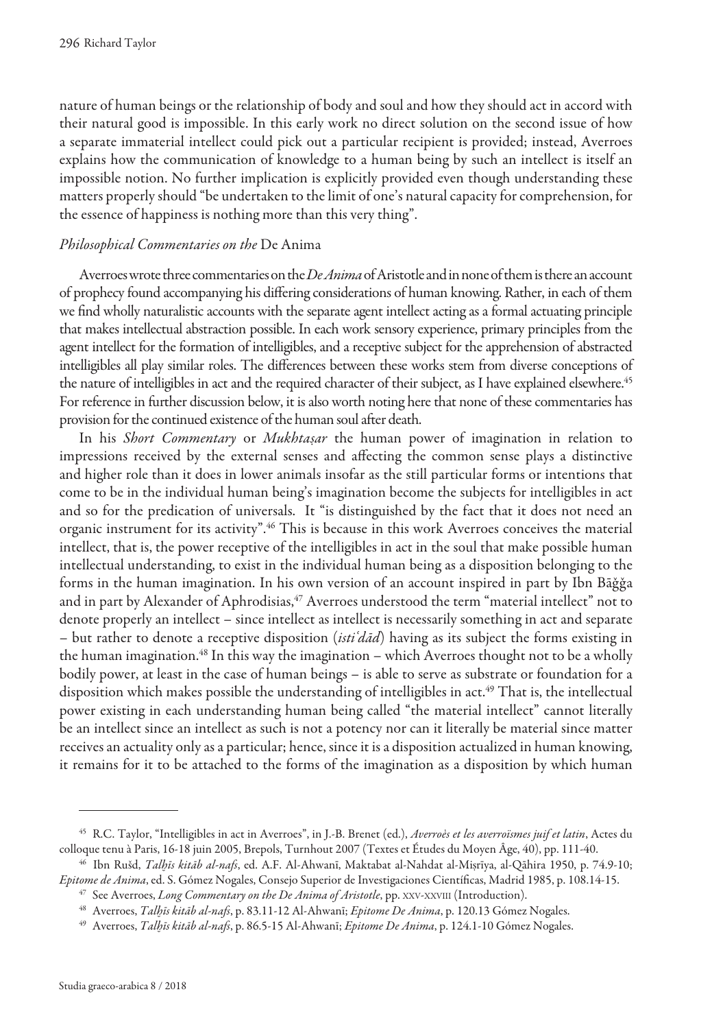nature of human beings or the relationship of body and soul and how they should act in accord with their natural good is impossible. In this early work no direct solution on the second issue of how a separate immaterial intellect could pick out a particular recipient is provided; instead, Averroes explains how the communication of knowledge to a human being by such an intellect is itself an impossible notion. No further implication is explicitly provided even though understanding these matters properly should "be undertaken to the limit of one's natural capacity for comprehension, for the essence of happiness is nothing more than this very thing".

### *Philosophical Commentaries on the* De Anima

Averroes wrote three commentaries on the *De Anima* of Aristotle and in none of them is there an account of prophecy found accompanying his differing considerations of human knowing. Rather, in each of them we find wholly naturalistic accounts with the separate agent intellect acting as a formal actuating principle that makes intellectual abstraction possible. In each work sensory experience, primary principles from the agent intellect for the formation of intelligibles, and a receptive subject for the apprehension of abstracted intelligibles all play similar roles. The differences between these works stem from diverse conceptions of the nature of intelligibles in act and the required character of their subject, as I have explained elsewhere.[45] For reference in further discussion below, it is also worth noting here that none of these commentaries has provision for the continued existence of the human soul after death.

In his *Short Commentary* or *Mukhtaṣar* the human power of imagination in relation to impressions received by the external senses and affecting the common sense plays a distinctive and higher role than it does in lower animals insofar as the still particular forms or intentions that come to be in the individual human being's imagination become the subjects for intelligibles in act and so for the predication of universals. It "is distinguished by the fact that it does not need an organic instrument for its activity".[46] This is because in this work Averroes conceives the material intellect, that is, the power receptive of the intelligibles in act in the soul that make possible human intellectual understanding, to exist in the individual human being as a disposition belonging to the forms in the human imagination. In his own version of an account inspired in part by Ibn Bāǧǧa and in part by Alexander of Aphrodisias,[47] Averroes understood the term "material intellect" not to denote properly an intellect – since intellect as intellect is necessarily something in act and separate – but rather to denote a receptive disposition (*istiʿdād*) having as its subject the forms existing in the human imagination.[48] In this way the imagination – which Averroes thought not to be a wholly bodily power, at least in the case of human beings – is able to serve as substrate or foundation for a disposition which makes possible the understanding of intelligibles in act.[49] That is, the intellectual power existing in each understanding human being called "the material intellect" cannot literally be an intellect since an intellect as such is not a potency nor can it literally be material since matter receives an actuality only as a particular; hence, since it is a disposition actualized in human knowing, it remains for it to be attached to the forms of the imagination as a disposition by which human

---

[45] R.C. Taylor, "Intelligibles in act in Averroes", in J.-B. Brenet (ed.), *Averroès et les averroïsmes juif et latin*, Actes du colloque tenu à Paris, 16-18 juin 2005, Brepols, Turnhout 2007 (Textes et Études du Moyen Âge, 40), pp. 111-40.

[46] Ibn Rušd, *Talḫīs kitāb al-nafs*, ed. A.F. Al-Ahwanī, Maktabat al-Nahdat al-Miṣrīya, al-Qāhira 1950, p. 74.9-10; *Epitome de Anima*, ed. S. Gómez Nogales, Consejo Superior de Investigaciones Científicas, Madrid 1985, p. 108.14-15.

[47] See Averroes, *Long Commentary on the De Anima of Aristotle*, pp. xxv-xxviii (Introduction).

[48] Averroes, *Talḫīs kitāb al-nafs*, p. 83.11-12 Al-Ahwanī; *Epitome De Anima*, p. 120.13 Gómez Nogales.

[49] Averroes, *Talḫīs kitāb al-nafs*, p. 86.5-15 Al-Ahwanī; *Epitome De Anima*, p. 124.1-10 Gómez Nogales.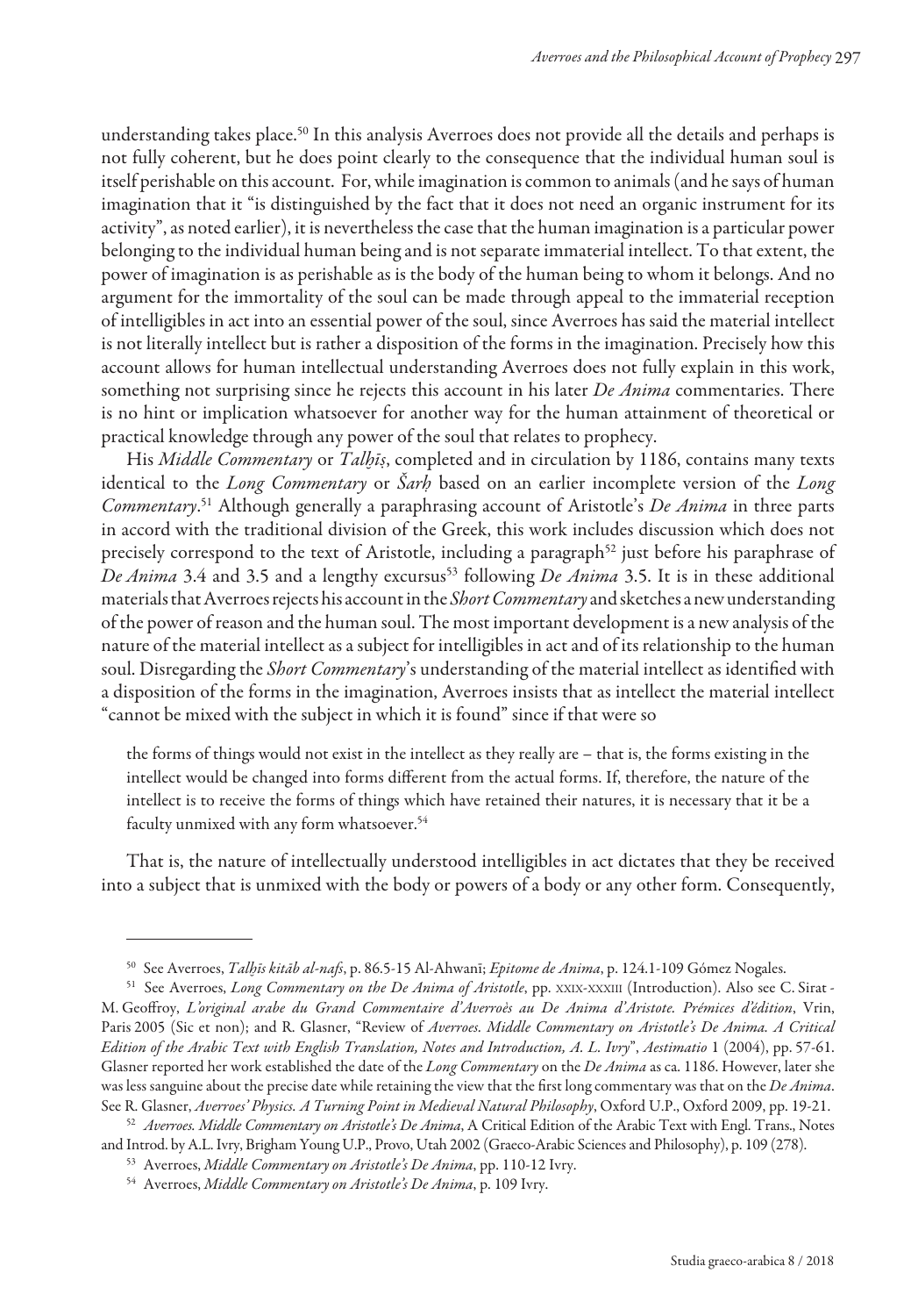understanding takes place.[50] In this analysis Averroes does not provide all the details and perhaps is not fully coherent, but he does point clearly to the consequence that the individual human soul is itself perishable on this account. For, while imagination is common to animals (and he says of human imagination that it "is distinguished by the fact that it does not need an organic instrument for its activity", as noted earlier), it is nevertheless the case that the human imagination is a particular power belonging to the individual human being and is not separate immaterial intellect. To that extent, the power of imagination is as perishable as is the body of the human being to whom it belongs. And no argument for the immortality of the soul can be made through appeal to the immaterial reception of intelligibles in act into an essential power of the soul, since Averroes has said the material intellect is not literally intellect but is rather a disposition of the forms in the imagination. Precisely how this account allows for human intellectual understanding Averroes does not fully explain in this work, something not surprising since he rejects this account in his later *De Anima* commentaries. There is no hint or implication whatsoever for another way for the human attainment of theoretical or practical knowledge through any power of the soul that relates to prophecy.

His *Middle Commentary* or *Talḫīṣ*, completed and in circulation by 1186, contains many texts identical to the *Long Commentary* or *Šarḥ* based on an earlier incomplete version of the *Long Commentary*.[51] Although generally a paraphrasing account of Aristotle's *De Anima* in three parts in accord with the traditional division of the Greek, this work includes discussion which does not precisely correspond to the text of Aristotle, including a paragraph[52] just before his paraphrase of *De Anima* 3.4 and 3.5 and a lengthy excursus[53] following *De Anima* 3.5. It is in these additional materials that Averroes rejects his account in the *Short Commentary* and sketches a new understanding of the power of reason and the human soul. The most important development is a new analysis of the nature of the material intellect as a subject for intelligibles in act and of its relationship to the human soul. Disregarding the *Short Commentary*'s understanding of the material intellect as identified with a disposition of the forms in the imagination, Averroes insists that as intellect the material intellect "cannot be mixed with the subject in which it is found" since if that were so

> the forms of things would not exist in the intellect as they really are – that is, the forms existing in the intellect would be changed into forms different from the actual forms. If, therefore, the nature of the intellect is to receive the forms of things which have retained their natures, it is necessary that it be a faculty unmixed with any form whatsoever.[54]

That is, the nature of intellectually understood intelligibles in act dictates that they be received into a subject that is unmixed with the body or powers of a body or any other form. Consequently,

---

[50] See Averroes, *Talḫīṣ kitāb al-nafs*, p. 86.5-15 Al-Ahwānī; *Epitome de Anima*, p. 124.1-109 Gómez Nogales.

[51] See Averroes, *Long Commentary on the De Anima of Aristotle*, pp. xxix-xxxiii (Introduction). Also see C. Sirat - M. Geoffroy, *L'original arabe du Grand Commentaire d'Averroès au De Anima d'Aristote. Prémices d'édition*, Vrin, Paris 2005 (Sic et non); and R. Glasner, "Review of *Averroes. Middle Commentary on Aristotle's De Anima. A Critical Edition of the Arabic Text with English Translation, Notes and Introduction, A. L. Ivry*", *Aestimatio* 1 (2004), pp. 57-61. Glasner reported her work established the date of the *Long Commentary* on the *De Anima* as ca. 1186. However, later she was less sanguine about the precise date while retaining the view that the first long commentary was that on the *De Anima*. See R. Glasner, *Averroes' Physics. A Turning Point in Medieval Natural Philosophy*, Oxford U.P., Oxford 2009, pp. 19-21.

[52] *Averroes. Middle Commentary on Aristotle's De Anima*, A Critical Edition of the Arabic Text with Engl. Trans., Notes and Introd. by A.L. Ivry, Brigham Young U.P., Provo, Utah 2002 (Graeco-Arabic Sciences and Philosophy), p. 109 (278).

[53] Averroes, *Middle Commentary on Aristotle's De Anima*, pp. 110-12 Ivry.

[54] Averroes, *Middle Commentary on Aristotle's De Anima*, p. 109 Ivry.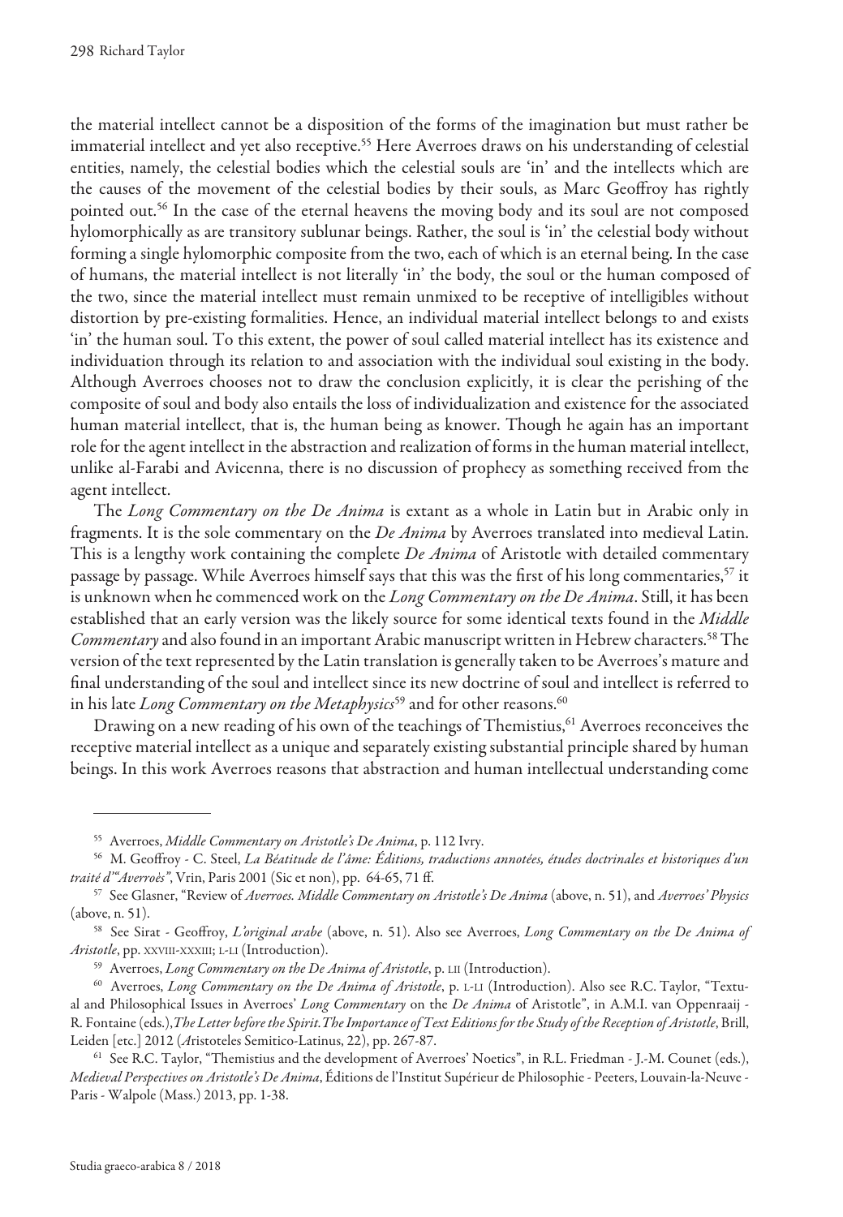the material intellect cannot be a disposition of the forms of the imagination but must rather be immaterial intellect and yet also receptive.[55] Here Averroes draws on his understanding of celestial entities, namely, the celestial bodies which the celestial souls are 'in' and the intellects which are the causes of the movement of the celestial bodies by their souls, as Marc Geoffroy has rightly pointed out.[56] In the case of the eternal heavens the moving body and its soul are not composed hylomorphically as are transitory sublunar beings. Rather, the soul is 'in' the celestial body without forming a single hylomorphic composite from the two, each of which is an eternal being. In the case of humans, the material intellect is not literally 'in' the body, the soul or the human composed of the two, since the material intellect must remain unmixed to be receptive of intelligibles without distortion by pre-existing formalities. Hence, an individual material intellect belongs to and exists 'in' the human soul. To this extent, the power of soul called material intellect has its existence and individuation through its relation to and association with the individual soul existing in the body. Although Averroes chooses not to draw the conclusion explicitly, it is clear the perishing of the composite of soul and body also entails the loss of individualization and existence for the associated human material intellect, that is, the human being as knower. Though he again has an important role for the agent intellect in the abstraction and realization of forms in the human material intellect, unlike al-Farabi and Avicenna, there is no discussion of prophecy as something received from the agent intellect.

The *Long Commentary on the De Anima* is extant as a whole in Latin but in Arabic only in fragments. It is the sole commentary on the *De Anima* by Averroes translated into medieval Latin. This is a lengthy work containing the complete *De Anima* of Aristotle with detailed commentary passage by passage. While Averroes himself says that this was the first of his long commentaries,[57] it is unknown when he commenced work on the *Long Commentary on the De Anima*. Still, it has been established that an early version was the likely source for some identical texts found in the *Middle Commentary* and also found in an important Arabic manuscript written in Hebrew characters.[58] The version of the text represented by the Latin translation is generally taken to be Averroes's mature and final understanding of the soul and intellect since its new doctrine of soul and intellect is referred to in his late *Long Commentary on the Metaphysics*[59] and for other reasons.[60]

Drawing on a new reading of his own of the teachings of Themistius,[61] Averroes reconceives the receptive material intellect as a unique and separately existing substantial principle shared by human beings. In this work Averroes reasons that abstraction and human intellectual understanding come

---

[55] Averroes, *Middle Commentary on Aristotle's De Anima*, p. 112 Ivry.

[56] M. Geoffroy - C. Steel, *La Béatitude de l'âme: Éditions, traductions annotées, études doctrinales et historiques d'un traité d'"Averroès"*, Vrin, Paris 2001 (Sic et non), pp. 64-65, 71 ff.

[57] See Glasner, "Review of *Averroes. Middle Commentary on Aristotle's De Anima* (above, n. 51), and *Averroes' Physics* (above, n. 51).

[58] See Sirat - Geoffroy, *L'original arabe* (above, n. 51). Also see Averroes, *Long Commentary on the De Anima of Aristotle*, pp. XXVIII-XXXIII; L-LI (Introduction).

[59] Averroes, *Long Commentary on the De Anima of Aristotle*, p. LII (Introduction).

[60] Averroes, *Long Commentary on the De Anima of Aristotle*, p. L-LI (Introduction). Also see R.C. Taylor, "Textual and Philosophical Issues in Averroes' *Long Commentary* on the *De Anima* of Aristotle", in A.M.I. van Oppenraaij - R. Fontaine (eds.), *The Letter before the Spirit. The Importance of Text Editions for the Study of the Reception of Aristotle*, Brill, Leiden [etc.] 2012 (*A*ristoteles Semitico-Latinus, 22), pp. 267-87.

[61] See R.C. Taylor, "Themistius and the development of Averroes' Noetics", in R.L. Friedman - J.-M. Counet (eds.), *Medieval Perspectives on Aristotle's De Anima*, Éditions de l'Institut Supérieur de Philosophie - Peeters, Louvain-la-Neuve - Paris - Walpole (Mass.) 2013, pp. 1-38.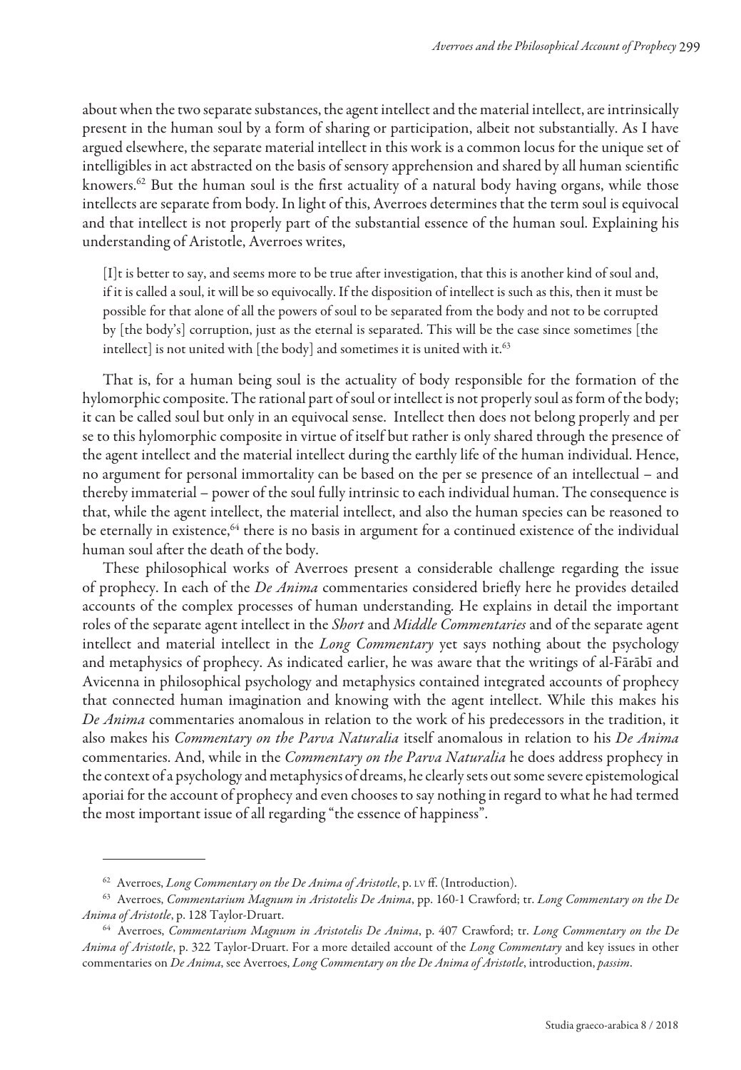about when the two separate substances, the agent intellect and the material intellect, are intrinsically present in the human soul by a form of sharing or participation, albeit not substantially. As I have argued elsewhere, the separate material intellect in this work is a common locus for the unique set of intelligibles in act abstracted on the basis of sensory apprehension and shared by all human scientific knowers.[62] But the human soul is the first actuality of a natural body having organs, while those intellects are separate from body. In light of this, Averroes determines that the term soul is equivocal and that intellect is not properly part of the substantial essence of the human soul. Explaining his understanding of Aristotle, Averroes writes,

> [I]t is better to say, and seems more to be true after investigation, that this is another kind of soul and, if it is called a soul, it will be so equivocally. If the disposition of intellect is such as this, then it must be possible for that alone of all the powers of soul to be separated from the body and not to be corrupted by [the body's] corruption, just as the eternal is separated. This will be the case since sometimes [the intellect] is not united with [the body] and sometimes it is united with it.[63]

That is, for a human being soul is the actuality of body responsible for the formation of the hylomorphic composite. The rational part of soul or intellect is not properly soul as form of the body; it can be called soul but only in an equivocal sense. Intellect then does not belong properly and per se to this hylomorphic composite in virtue of itself but rather is only shared through the presence of the agent intellect and the material intellect during the earthly life of the human individual. Hence, no argument for personal immortality can be based on the per se presence of an intellectual – and thereby immaterial – power of the soul fully intrinsic to each individual human. The consequence is that, while the agent intellect, the material intellect, and also the human species can be reasoned to be eternally in existence,[64] there is no basis in argument for a continued existence of the individual human soul after the death of the body.

These philosophical works of Averroes present a considerable challenge regarding the issue of prophecy. In each of the *De Anima* commentaries considered briefly here he provides detailed accounts of the complex processes of human understanding. He explains in detail the important roles of the separate agent intellect in the *Short* and *Middle Commentaries* and of the separate agent intellect and material intellect in the *Long Commentary* yet says nothing about the psychology and metaphysics of prophecy. As indicated earlier, he was aware that the writings of al-Fārābī and Avicenna in philosophical psychology and metaphysics contained integrated accounts of prophecy that connected human imagination and knowing with the agent intellect. While this makes his *De Anima* commentaries anomalous in relation to the work of his predecessors in the tradition, it also makes his *Commentary on the Parva Naturalia* itself anomalous in relation to his *De Anima* commentaries. And, while in the *Commentary on the Parva Naturalia* he does address prophecy in the context of a psychology and metaphysics of dreams, he clearly sets out some severe epistemological aporiai for the account of prophecy and even chooses to say nothing in regard to what he had termed the most important issue of all regarding "the essence of happiness".

---

[62] Averroes, *Long Commentary on the De Anima of Aristotle*, p. LV ff. (Introduction).

[63] Averroes, *Commentarium Magnum in Aristotelis De Anima*, pp. 160-1 Crawford; tr. *Long Commentary on the De Anima of Aristotle*, p. 128 Taylor-Druart.

[64] Averroes, *Commentarium Magnum in Aristotelis De Anima*, p. 407 Crawford; tr. *Long Commentary on the De Anima of Aristotle*, p. 322 Taylor-Druart. For a more detailed account of the *Long Commentary* and key issues in other commentaries on *De Anima*, see Averroes, *Long Commentary on the De Anima of Aristotle*, introduction, *passim*.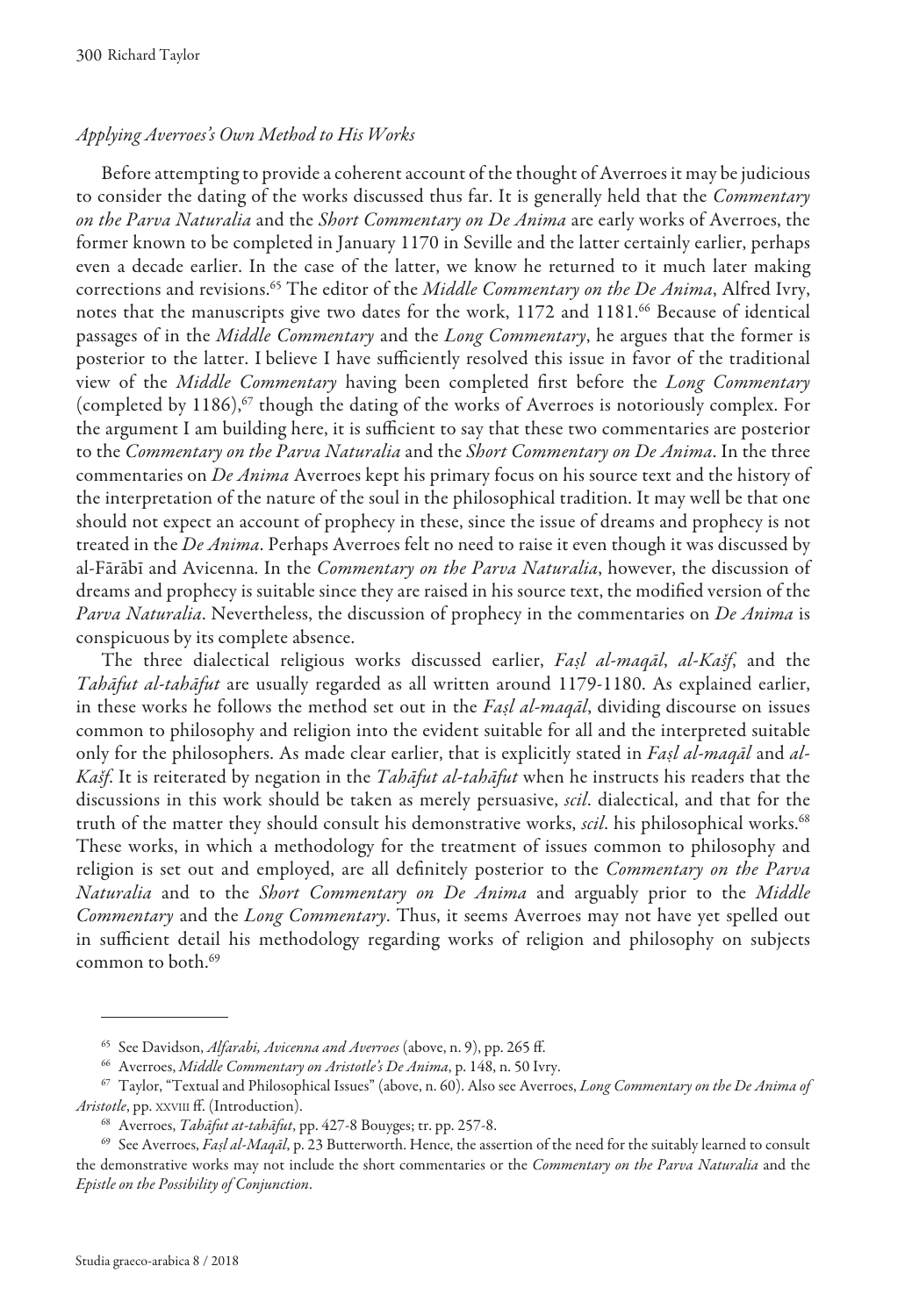*Applying Averroes's Own Method to His Works*

Before attempting to provide a coherent account of the thought of Averroes it may be judicious to consider the dating of the works discussed thus far. It is generally held that the *Commentary on the Parva Naturalia* and the *Short Commentary on De Anima* are early works of Averroes, the former known to be completed in January 1170 in Seville and the latter certainly earlier, perhaps even a decade earlier. In the case of the latter, we know he returned to it much later making corrections and revisions.[65] The editor of the *Middle Commentary on the De Anima*, Alfred Ivry, notes that the manuscripts give two dates for the work, 1172 and 1181.[66] Because of identical passages of in the *Middle Commentary* and the *Long Commentary*, he argues that the former is posterior to the latter. I believe I have sufficiently resolved this issue in favor of the traditional view of the *Middle Commentary* having been completed first before the *Long Commentary* (completed by 1186),[67] though the dating of the works of Averroes is notoriously complex. For the argument I am building here, it is sufficient to say that these two commentaries are posterior to the *Commentary on the Parva Naturalia* and the *Short Commentary on De Anima*. In the three commentaries on *De Anima* Averroes kept his primary focus on his source text and the history of the interpretation of the nature of the soul in the philosophical tradition. It may well be that one should not expect an account of prophecy in these, since the issue of dreams and prophecy is not treated in the *De Anima*. Perhaps Averroes felt no need to raise it even though it was discussed by al-Fārābī and Avicenna. In the *Commentary on the Parva Naturalia*, however, the discussion of dreams and prophecy is suitable since they are raised in his source text, the modified version of the *Parva Naturalia*. Nevertheless, the discussion of prophecy in the commentaries on *De Anima* is conspicuous by its complete absence.

The three dialectical religious works discussed earlier, *Faṣl al-maqāl*, *al-Kašf*, and the *Tahāfut al-tahāfut* are usually regarded as all written around 1179-1180. As explained earlier, in these works he follows the method set out in the *Faṣl al-maqāl*, dividing discourse on issues common to philosophy and religion into the evident suitable for all and the interpreted suitable only for the philosophers. As made clear earlier, that is explicitly stated in *Faṣl al-maqāl* and *al-Kašf*. It is reiterated by negation in the *Tahāfut al-tahāfut* when he instructs his readers that the discussions in this work should be taken as merely persuasive, *scil*. dialectical, and that for the truth of the matter they should consult his demonstrative works, *scil*. his philosophical works.[68] These works, in which a methodology for the treatment of issues common to philosophy and religion is set out and employed, are all definitely posterior to the *Commentary on the Parva Naturalia* and to the *Short Commentary on De Anima* and arguably prior to the *Middle Commentary* and the *Long Commentary*. Thus, it seems Averroes may not have yet spelled out in sufficient detail his methodology regarding works of religion and philosophy on subjects common to both.[69]

---

[65] See Davidson, *Alfarabi, Avicenna and Averroes* (above, n. 9), pp. 265 ff.

[66] Averroes, *Middle Commentary on Aristotle's De Anima*, p. 148, n. 50 Ivry.

[67] Taylor, "Textual and Philosophical Issues" (above, n. 60). Also see Averroes, *Long Commentary on the De Anima of Aristotle*, pp. XXVIII ff. (Introduction).

[68] Averroes, *Tahāfut at-tahāfut*, pp. 427-8 Bouyges; tr. pp. 257-8.

[69] See Averroes, *Faṣl al-Maqāl*, p. 23 Butterworth. Hence, the assertion of the need for the suitably learned to consult the demonstrative works may not include the short commentaries or the *Commentary on the Parva Naturalia* and the *Epistle on the Possibility of Conjunction*.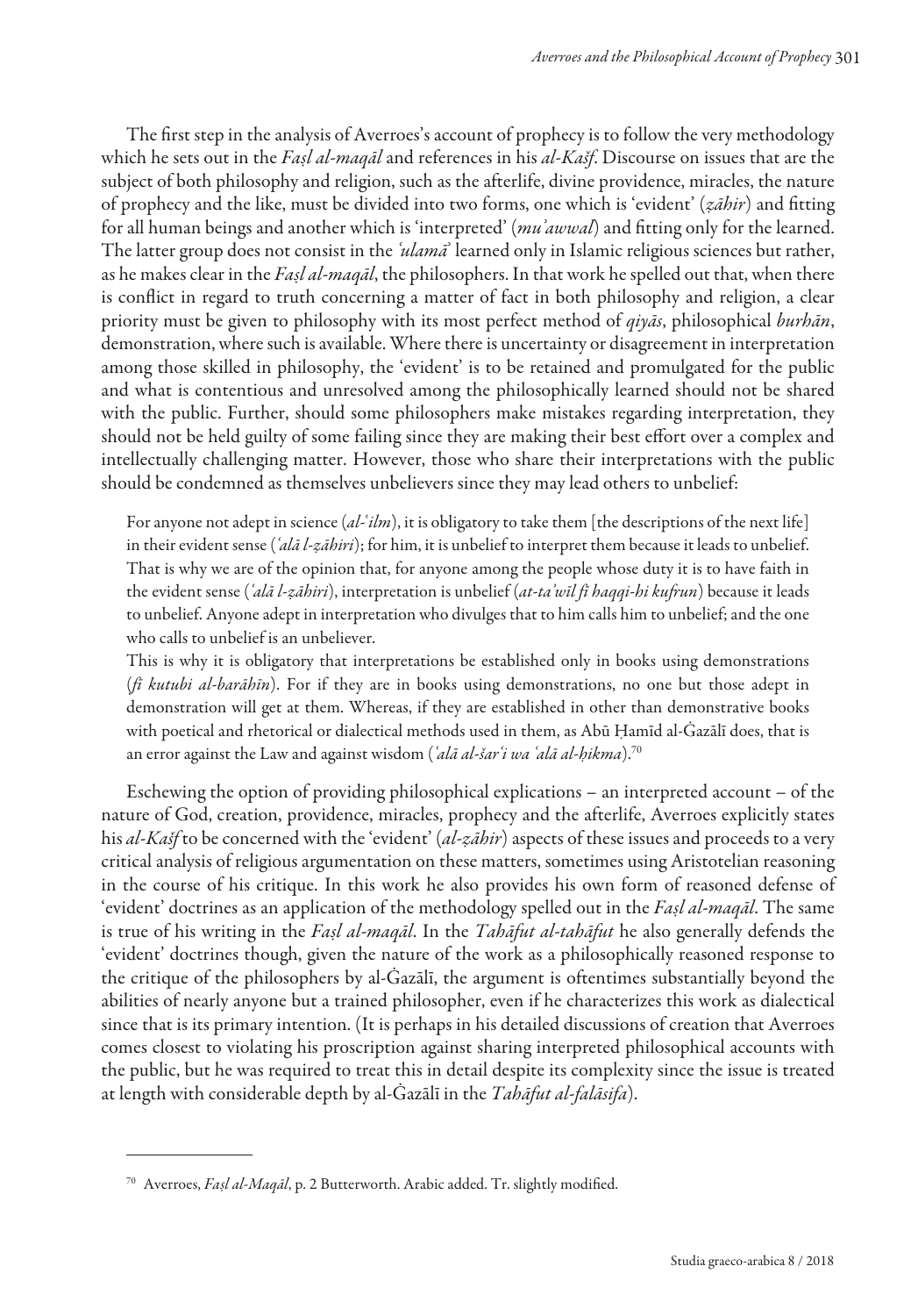The first step in the analysis of Averroes's account of prophecy is to follow the very methodology which he sets out in the *Faṣl al-maqāl* and references in his *al-Kašf*. Discourse on issues that are the subject of both philosophy and religion, such as the afterlife, divine providence, miracles, the nature of prophecy and the like, must be divided into two forms, one which is 'evident' (*ẓāhir*) and fitting for all human beings and another which is 'interpreted' (*mu'awwal*) and fitting only for the learned. The latter group does not consist in the *ʿulamāʾ* learned only in Islamic religious sciences but rather, as he makes clear in the *Faṣl al-maqāl*, the philosophers. In that work he spelled out that, when there is conflict in regard to truth concerning a matter of fact in both philosophy and religion, a clear priority must be given to philosophy with its most perfect method of *qiyās*, philosophical *burhān*, demonstration, where such is available. Where there is uncertainty or disagreement in interpretation among those skilled in philosophy, the 'evident' is to be retained and promulgated for the public and what is contentious and unresolved among the philosophically learned should not be shared with the public. Further, should some philosophers make mistakes regarding interpretation, they should not be held guilty of some failing since they are making their best effort over a complex and intellectually challenging matter. However, those who share their interpretations with the public should be condemned as themselves unbelievers since they may lead others to unbelief:

> For anyone not adept in science (*al-ʿilm*), it is obligatory to take them [the descriptions of the next life] in their evident sense (*ʿalā l-ẓāhiri*); for him, it is unbelief to interpret them because it leads to unbelief. That is why we are of the opinion that, for anyone among the people whose duty it is to have faith in the evident sense (*ʿalā l-ẓāhiri*), interpretation is unbelief (*at-ta'wīl fī ḥaqqi-hi kufrun*) because it leads to unbelief. Anyone adept in interpretation who divulges that to him calls him to unbelief; and the one who calls to unbelief is an unbeliever.
>
> This is why it is obligatory that interpretations be established only in books using demonstrations (*fī kutubi al-barāhīn*). For if they are in books using demonstrations, no one but those adept in demonstration will get at them. Whereas, if they are established in other than demonstrative books with poetical and rhetorical or dialectical methods used in them, as Abū Ḥamīd al-Ġazālī does, that is an error against the Law and against wisdom (*ʿalā al-šarʿi wa ʿalā al-ḥikma*).[70]

Eschewing the option of providing philosophical explications – an interpreted account – of the nature of God, creation, providence, miracles, prophecy and the afterlife, Averroes explicitly states his *al-Kašf* to be concerned with the 'evident' (*al-ẓāhir*) aspects of these issues and proceeds to a very critical analysis of religious argumentation on these matters, sometimes using Aristotelian reasoning in the course of his critique. In this work he also provides his own form of reasoned defense of 'evident' doctrines as an application of the methodology spelled out in the *Faṣl al-maqāl*. The same is true of his writing in the *Faṣl al-maqāl*. In the *Tahāfut al-tahāfut* he also generally defends the 'evident' doctrines though, given the nature of the work as a philosophically reasoned response to the critique of the philosophers by al-Ġazālī, the argument is oftentimes substantially beyond the abilities of nearly anyone but a trained philosopher, even if he characterizes this work as dialectical since that is its primary intention. (It is perhaps in his detailed discussions of creation that Averroes comes closest to violating his proscription against sharing interpreted philosophical accounts with the public, but he was required to treat this in detail despite its complexity since the issue is treated at length with considerable depth by al-Ġazālī in the *Tahāfut al-falāsifa*).

---

[70] Averroes, *Faṣl al-Maqāl*, p. 2 Butterworth. Arabic added. Tr. slightly modified.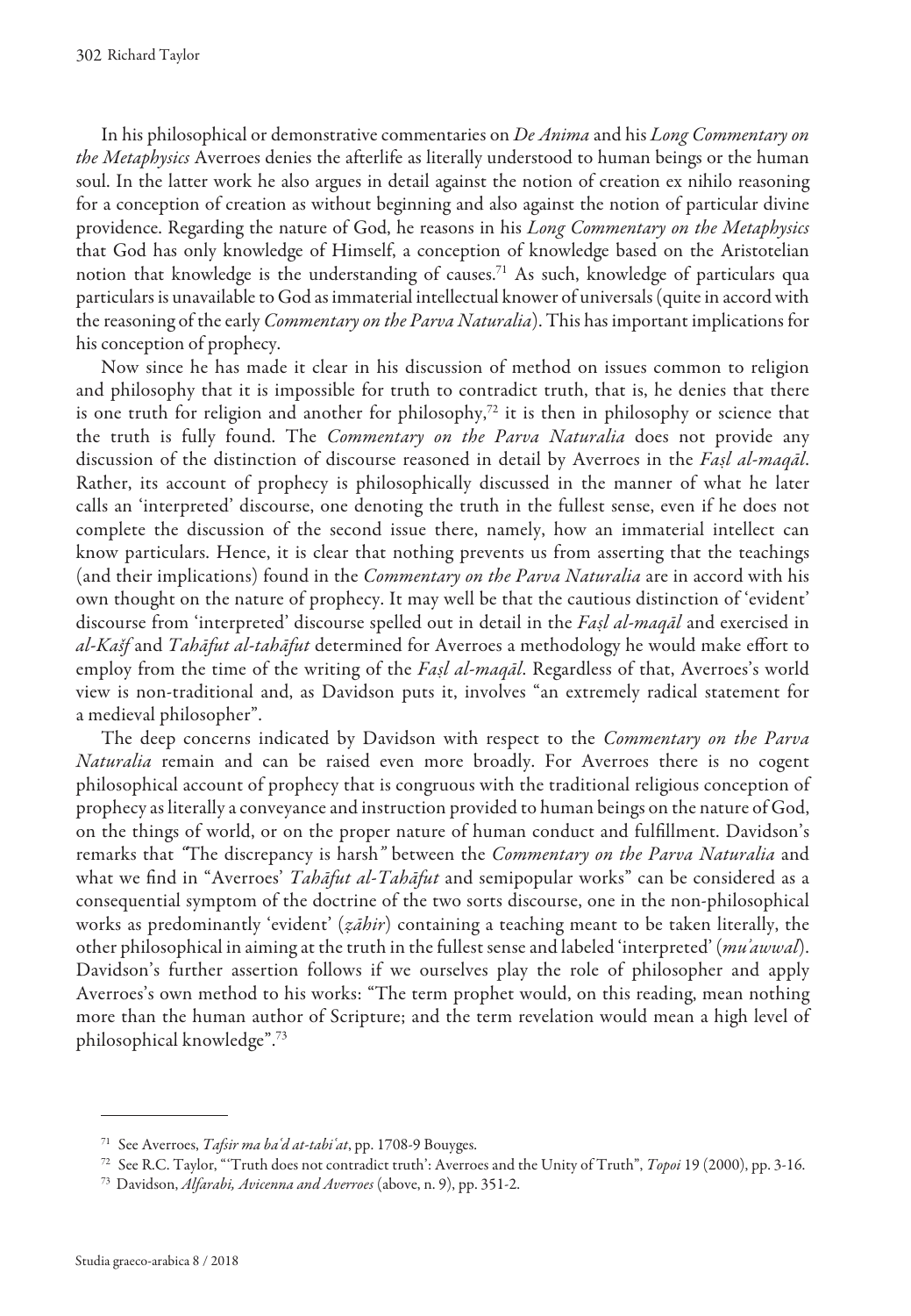In his philosophical or demonstrative commentaries on *De Anima* and his *Long Commentary on the Metaphysics* Averroes denies the afterlife as literally understood to human beings or the human soul. In the latter work he also argues in detail against the notion of creation ex nihilo reasoning for a conception of creation as without beginning and also against the notion of particular divine providence. Regarding the nature of God, he reasons in his *Long Commentary on the Metaphysics* that God has only knowledge of Himself, a conception of knowledge based on the Aristotelian notion that knowledge is the understanding of causes.[71] As such, knowledge of particulars qua particulars is unavailable to God as immaterial intellectual knower of universals (quite in accord with the reasoning of the early *Commentary on the Parva Naturalia*). This has important implications for his conception of prophecy.

Now since he has made it clear in his discussion of method on issues common to religion and philosophy that it is impossible for truth to contradict truth, that is, he denies that there is one truth for religion and another for philosophy,[72] it is then in philosophy or science that the truth is fully found. The *Commentary on the Parva Naturalia* does not provide any discussion of the distinction of discourse reasoned in detail by Averroes in the *Faṣl al-maqāl*. Rather, its account of prophecy is philosophically discussed in the manner of what he later calls an 'interpreted' discourse, one denoting the truth in the fullest sense, even if he does not complete the discussion of the second issue there, namely, how an immaterial intellect can know particulars. Hence, it is clear that nothing prevents us from asserting that the teachings (and their implications) found in the *Commentary on the Parva Naturalia* are in accord with his own thought on the nature of prophecy. It may well be that the cautious distinction of 'evident' discourse from 'interpreted' discourse spelled out in detail in the *Faṣl al-maqāl* and exercised in *al-Kašf* and *Tahāfut at-tahāfut* determined for Averroes a methodology he would make effort to employ from the time of the writing of the *Faṣl al-maqāl*. Regardless of that, Averroes's world view is non-traditional and, as Davidson puts it, involves "an extremely radical statement for a medieval philosopher".

The deep concerns indicated by Davidson with respect to the *Commentary on the Parva Naturalia* remain and can be raised even more broadly. For Averroes there is no cogent philosophical account of prophecy that is congruous with the traditional religious conception of prophecy as literally a conveyance and instruction provided to human beings on the nature of God, on the things of world, or on the proper nature of human conduct and fulfillment. Davidson's remarks that *"*The discrepancy is harsh*"* between the *Commentary on the Parva Naturalia* and what we find in "Averroes' *Tahāfut al-Tahāfut* and semipopular works" can be considered as a consequential symptom of the doctrine of the two sorts discourse, one in the non-philosophical works as predominantly 'evident' (*ẓāhir*) containing a teaching meant to be taken literally, the other philosophical in aiming at the truth in the fullest sense and labeled 'interpreted' (*muʾawwal*). Davidson's further assertion follows if we ourselves play the role of philosopher and apply Averroes's own method to his works: "The term prophet would, on this reading, mean nothing more than the human author of Scripture; and the term revelation would mean a high level of philosophical knowledge".[73]

---

[71] See Averroes, *Tafsīr ma baʿd aṭ-ṭabiʿat*, pp. 1708-9 Bouyges.

[72] See R.C. Taylor, "'Truth does not contradict truth': Averroes and the Unity of Truth", *Topoi* 19 (2000), pp. 3-16.

[73] Davidson, *Alfarabi, Avicenna and Averroes* (above, n. 9), pp. 351-2.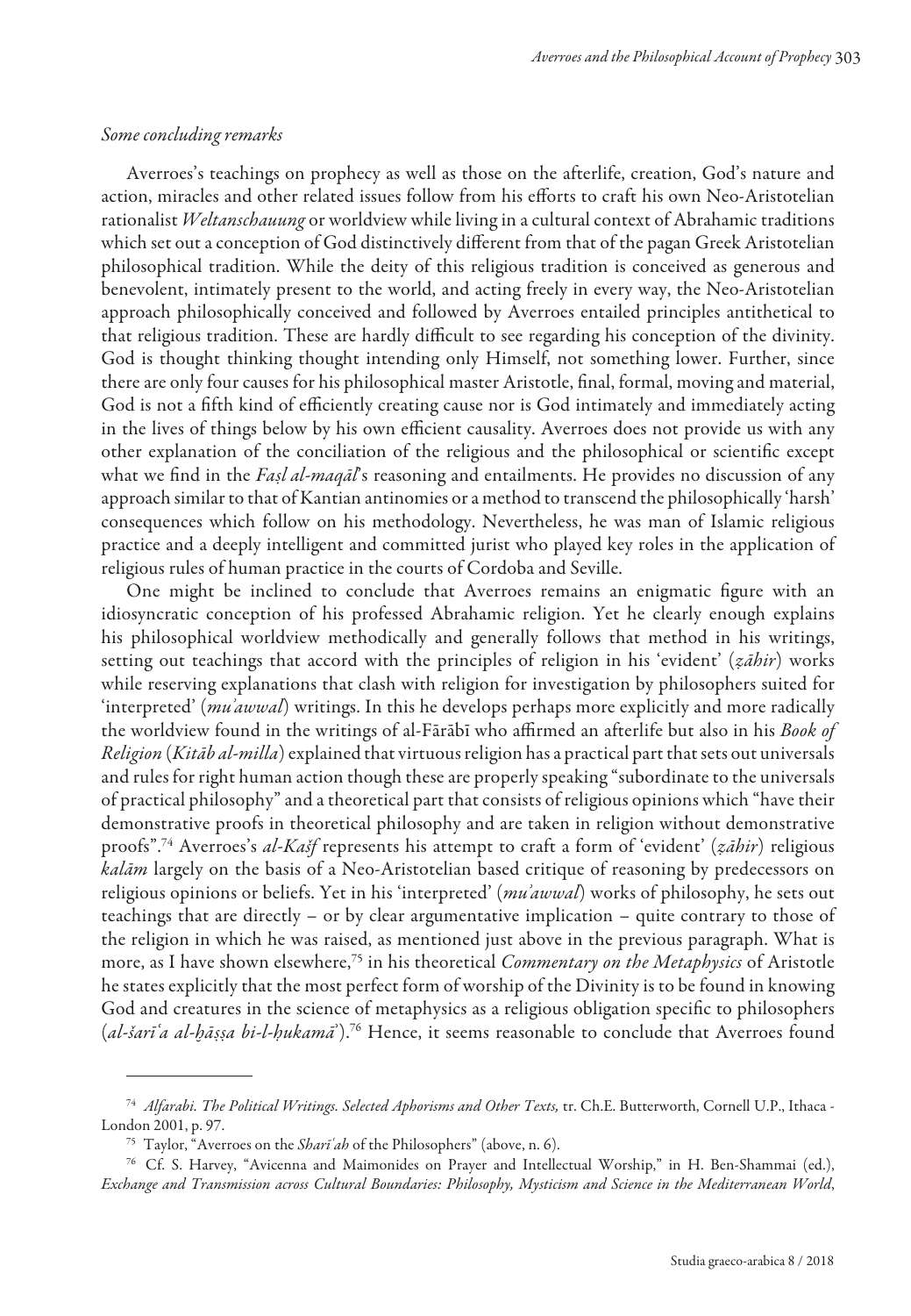*Some concluding remarks*

Averroes's teachings on prophecy as well as those on the afterlife, creation, God's nature and action, miracles and other related issues follow from his efforts to craft his own Neo-Aristotelian rationalist *Weltanschauung* or worldview while living in a cultural context of Abrahamic traditions which set out a conception of God distinctively different from that of the pagan Greek Aristotelian philosophical tradition. While the deity of this religious tradition is conceived as generous and benevolent, intimately present to the world, and acting freely in every way, the Neo-Aristotelian approach philosophically conceived and followed by Averroes entailed principles antithetical to that religious tradition. These are hardly difficult to see regarding his conception of the divinity. God is thought thinking thought intending only Himself, not something lower. Further, since there are only four causes for his philosophical master Aristotle, final, formal, moving and material, God is not a fifth kind of efficiently creating cause nor is God intimately and immediately acting in the lives of things below by his own efficient causality. Averroes does not provide us with any other explanation of the conciliation of the religious and the philosophical or scientific except what we find in the *Faṣl al-maqāl*'s reasoning and entailments. He provides no discussion of any approach similar to that of Kantian antinomies or a method to transcend the philosophically 'harsh' consequences which follow on his methodology. Nevertheless, he was man of Islamic religious practice and a deeply intelligent and committed jurist who played key roles in the application of religious rules of human practice in the courts of Cordoba and Seville.

One might be inclined to conclude that Averroes remains an enigmatic figure with an idiosyncratic conception of his professed Abrahamic religion. Yet he clearly enough explains his philosophical worldview methodically and generally follows that method in his writings, setting out teachings that accord with the principles of religion in his 'evident' (*ẓāhir*) works while reserving explanations that clash with religion for investigation by philosophers suited for 'interpreted' (*mu'awwal*) writings. In this he develops perhaps more explicitly and more radically the worldview found in the writings of al-Fārābī who affirmed an afterlife but also in his *Book of Religion* (*Kitāb al-milla*) explained that virtuous religion has a practical part that sets out universals and rules for right human action though these are properly speaking "subordinate to the universals of practical philosophy" and a theoretical part that consists of religious opinions which "have their demonstrative proofs in theoretical philosophy and are taken in religion without demonstrative proofs".[74] Averroes's *al-Kašf* represents his attempt to craft a form of 'evident' (*ẓāhir*) religious *kalām* largely on the basis of a Neo-Aristotelian based critique of reasoning by predecessors on religious opinions or beliefs. Yet in his 'interpreted' (*mu'awwal*) works of philosophy, he sets out teachings that are directly – or by clear argumentative implication – quite contrary to those of the religion in which he was raised, as mentioned just above in the previous paragraph. What is more, as I have shown elsewhere,[75] in his theoretical *Commentary on the Metaphysics* of Aristotle he states explicitly that the most perfect form of worship of the Divinity is to be found in knowing God and creatures in the science of metaphysics as a religious obligation specific to philosophers (*al-šarīʿa al-ḫāṣṣa bi-l-ḥukamā'*).[76] Hence, it seems reasonable to conclude that Averroes found

---

[74] *Alfarabi. The Political Writings. Selected Aphorisms and Other Texts,* tr. Ch.E. Butterworth, Cornell U.P., Ithaca - London 2001, p. 97.

[75] Taylor, "Averroes on the *Sharīʿah* of the Philosophers" (above, n. 6).

[76] Cf. S. Harvey, "Avicenna and Maimonides on Prayer and Intellectual Worship," in H. Ben-Shammai (ed.), *Exchange and Transmission across Cultural Boundaries: Philosophy, Mysticism and Science in the Mediterranean World*,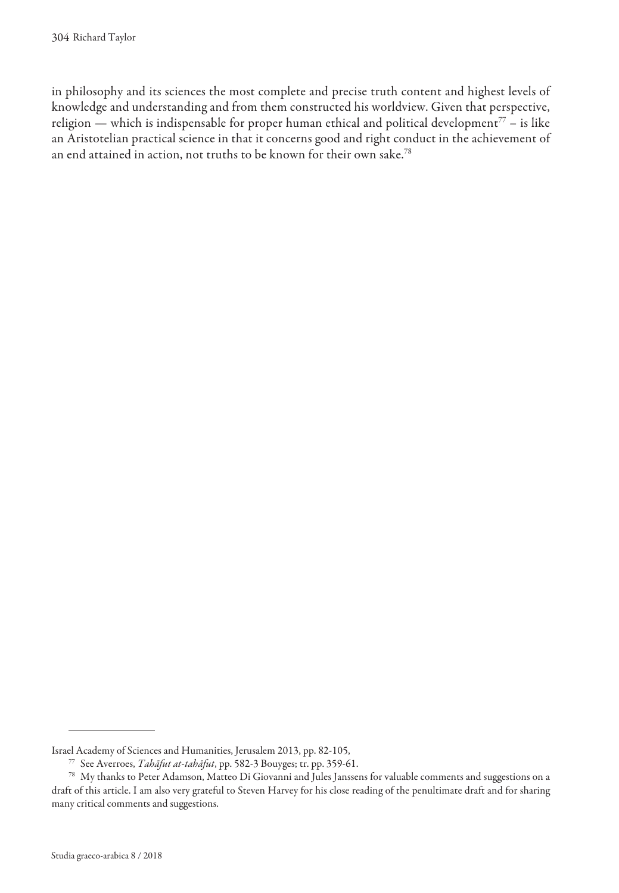in philosophy and its sciences the most complete and precise truth content and highest levels of knowledge and understanding and from them constructed his worldview. Given that perspective, religion — which is indispensable for proper human ethical and political development[77] – is like an Aristotelian practical science in that it concerns good and right conduct in the achievement of an end attained in action, not truths to be known for their own sake.[78]

---

Israel Academy of Sciences and Humanities, Jerusalem 2013, pp. 82-105,

[77] See Averroes, *Tahāfut at-tahāfut*, pp. 582-3 Bouyges; tr. pp. 359-61.

[78] My thanks to Peter Adamson, Matteo Di Giovanni and Jules Janssens for valuable comments and suggestions on a draft of this article. I am also very grateful to Steven Harvey for his close reading of the penultimate draft and for sharing many critical comments and suggestions.